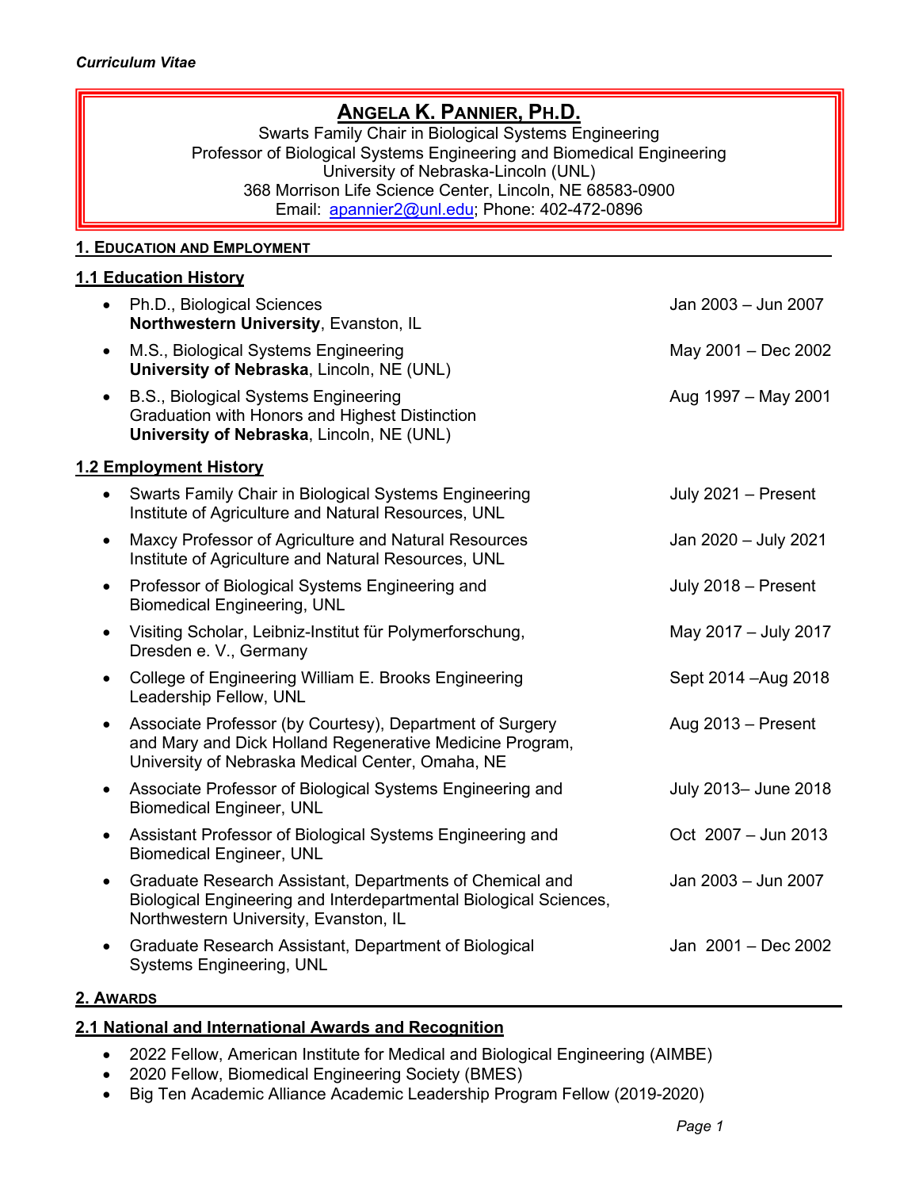*Curriculum Vitae*

# ANGELA K. PANNIER, PH.D.

Swarts Family Chair in Biological Systems Engineering
Professor of Biological Systems Engineering and Biomedical Engineering
University of Nebraska-Lincoln (UNL)
368 Morrison Life Science Center, Lincoln, NE 68583-0900
Email: apannier2@unl.edu; Phone: 402-472-0896

## 1. EDUCATION AND EMPLOYMENT

### 1.1 Education History

- Ph.D., Biological Sciences — Jan 2003 – Jun 2007
  **Northwestern University**, Evanston, IL
- M.S., Biological Systems Engineering — May 2001 – Dec 2002
  **University of Nebraska**, Lincoln, NE (UNL)
- B.S., Biological Systems Engineering — Aug 1997 – May 2001
  Graduation with Honors and Highest Distinction
  **University of Nebraska**, Lincoln, NE (UNL)

### 1.2 Employment History

- Swarts Family Chair in Biological Systems Engineering — July 2021 – Present
  Institute of Agriculture and Natural Resources, UNL
- Maxcy Professor of Agriculture and Natural Resources — Jan 2020 – July 2021
  Institute of Agriculture and Natural Resources, UNL
- Professor of Biological Systems Engineering and Biomedical Engineering, UNL — July 2018 – Present
- Visiting Scholar, Leibniz-Institut für Polymerforschung, Dresden e. V., Germany — May 2017 – July 2017
- College of Engineering William E. Brooks Engineering Leadership Fellow, UNL — Sept 2014 –Aug 2018
- Associate Professor (by Courtesy), Department of Surgery and Mary and Dick Holland Regenerative Medicine Program, University of Nebraska Medical Center, Omaha, NE — Aug 2013 – Present
- Associate Professor of Biological Systems Engineering and Biomedical Engineer, UNL — July 2013– June 2018
- Assistant Professor of Biological Systems Engineering and Biomedical Engineer, UNL — Oct 2007 – Jun 2013
- Graduate Research Assistant, Departments of Chemical and Biological Engineering and Interdepartmental Biological Sciences, Northwestern University, Evanston, IL — Jan 2003 – Jun 2007
- Graduate Research Assistant, Department of Biological Systems Engineering, UNL — Jan 2001 – Dec 2002

## 2. AWARDS

### 2.1 National and International Awards and Recognition

- 2022 Fellow, American Institute for Medical and Biological Engineering (AIMBE)
- 2020 Fellow, Biomedical Engineering Society (BMES)
- Big Ten Academic Alliance Academic Leadership Program Fellow (2019-2020)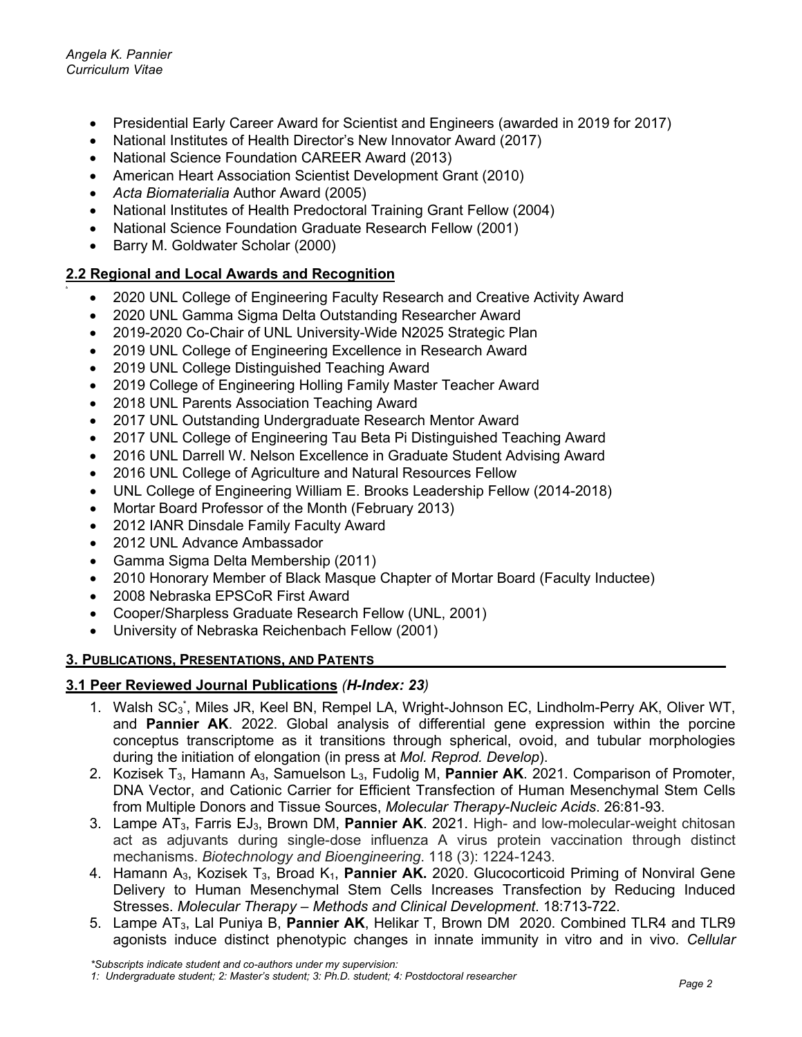- Presidential Early Career Award for Scientist and Engineers (awarded in 2019 for 2017)
- National Institutes of Health Director's New Innovator Award (2017)
- National Science Foundation CAREER Award (2013)
- American Heart Association Scientist Development Grant (2010)
- *Acta Biomaterialia* Author Award (2005)
- National Institutes of Health Predoctoral Training Grant Fellow (2004)
- National Science Foundation Graduate Research Fellow (2001)
- Barry M. Goldwater Scholar (2000)

### 2.2 Regional and Local Awards and Recognition

- 2020 UNL College of Engineering Faculty Research and Creative Activity Award
- 2020 UNL Gamma Sigma Delta Outstanding Researcher Award
- 2019-2020 Co-Chair of UNL University-Wide N2025 Strategic Plan
- 2019 UNL College of Engineering Excellence in Research Award
- 2019 UNL College Distinguished Teaching Award
- 2019 College of Engineering Holling Family Master Teacher Award
- 2018 UNL Parents Association Teaching Award
- 2017 UNL Outstanding Undergraduate Research Mentor Award
- 2017 UNL College of Engineering Tau Beta Pi Distinguished Teaching Award
- 2016 UNL Darrell W. Nelson Excellence in Graduate Student Advising Award
- 2016 UNL College of Agriculture and Natural Resources Fellow
- UNL College of Engineering William E. Brooks Leadership Fellow (2014-2018)
- Mortar Board Professor of the Month (February 2013)
- 2012 IANR Dinsdale Family Faculty Award
- 2012 UNL Advance Ambassador
- Gamma Sigma Delta Membership (2011)
- 2010 Honorary Member of Black Masque Chapter of Mortar Board (Faculty Inductee)
- 2008 Nebraska EPSCoR First Award
- Cooper/Sharpless Graduate Research Fellow (UNL, 2001)
- University of Nebraska Reichenbach Fellow (2001)

## 3. Publications, Presentations, and Patents

### 3.1 Peer Reviewed Journal Publications *(H-Index: 23)*

1. Walsh $SC_3$[*], Miles JR, Keel BN, Rempel LA, Wright-Johnson EC, Lindholm-Perry AK, Oliver WT, and **Pannier AK**. 2022. Global analysis of differential gene expression within the porcine conceptus transcriptome as it transitions through spherical, ovoid, and tubular morphologies during the initiation of elongation (in press at *Mol. Reprod. Develop*).
2. Kozisek $T_3$, Hamann $A_3$, Samuelson $L_3$, Fudolig M, **Pannier AK**. 2021. Comparison of Promoter, DNA Vector, and Cationic Carrier for Efficient Transfection of Human Mesenchymal Stem Cells from Multiple Donors and Tissue Sources, *Molecular Therapy-Nucleic Acids*. 26:81-93.
3. Lampe $AT_3$, Farris $EJ_3$, Brown DM, **Pannier AK**. 2021. High- and low-molecular-weight chitosan act as adjuvants during single-dose influenza A virus protein vaccination through distinct mechanisms. *Biotechnology and Bioengineering*. 118 (3): 1224-1243.
4. Hamann $A_3$, Kozisek $T_3$, Broad $K_1$, **Pannier AK.** 2020. Glucocorticoid Priming of Nonviral Gene Delivery to Human Mesenchymal Stem Cells Increases Transfection by Reducing Induced Stresses. *Molecular Therapy – Methods and Clinical Development*. 18:713-722.
5. Lampe $AT_3$, Lal Puniya B, **Pannier AK**, Helikar T, Brown DM 2020. Combined TLR4 and TLR9 agonists induce distinct phenotypic changes in innate immunity in vitro and in vivo. *Cellular*

*Subscripts indicate student and co-authors under my supervision:
1: Undergraduate student; 2: Master's student; 3: Ph.D. student; 4: Postdoctoral researcher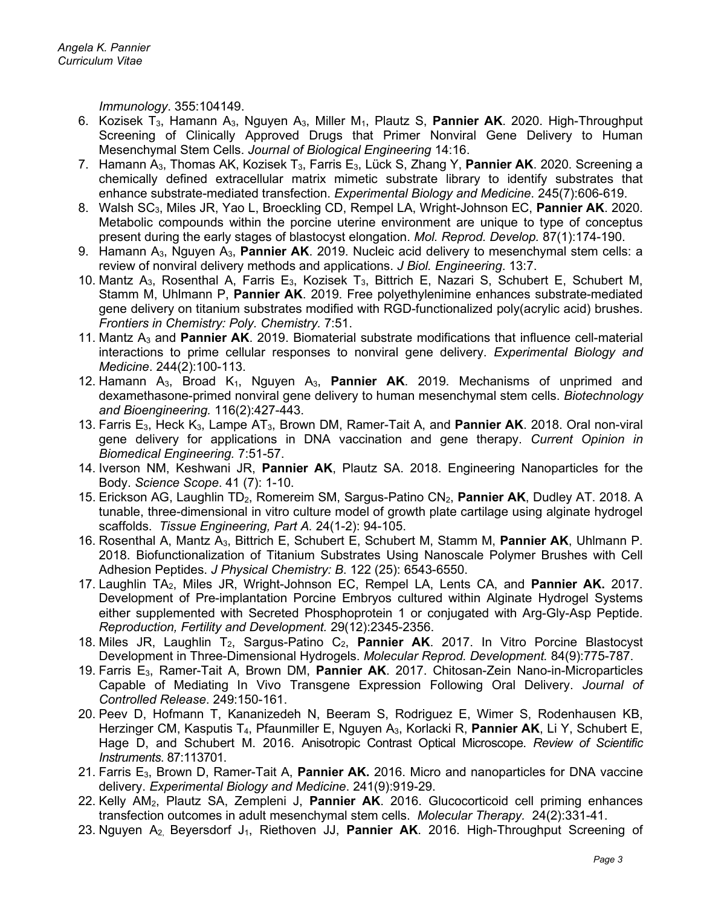*Immunology*. 355:104149.

6. Kozisek $T_3$, Hamann $A_3$, Nguyen $A_3$, Miller $M_1$, Plautz S, **Pannier AK**. 2020. High-Throughput Screening of Clinically Approved Drugs that Primer Nonviral Gene Delivery to Human Mesenchymal Stem Cells. *Journal of Biological Engineering* 14:16.
7. Hamann $A_3$, Thomas AK, Kozisek $T_3$, Farris $E_3$, Lück S, Zhang Y, **Pannier AK**. 2020. Screening a chemically defined extracellular matrix mimetic substrate library to identify substrates that enhance substrate-mediated transfection. *Experimental Biology and Medicine*. 245(7):606-619.
8. Walsh $SC_3$, Miles JR, Yao L, Broeckling CD, Rempel LA, Wright-Johnson EC, **Pannier AK**. 2020. Metabolic compounds within the porcine uterine environment are unique to type of conceptus present during the early stages of blastocyst elongation. *Mol. Reprod. Develop.* 87(1):174-190.
9. Hamann $A_3$, Nguyen $A_3$, **Pannier AK**. 2019. Nucleic acid delivery to mesenchymal stem cells: a review of nonviral delivery methods and applications. *J Biol. Engineering*. 13:7.
10. Mantz $A_3$, Rosenthal A, Farris $E_3$, Kozisek $T_3$, Bittrich E, Nazari S, Schubert E, Schubert M, Stamm M, Uhlmann P, **Pannier AK**. 2019. Free polyethylenimine enhances substrate-mediated gene delivery on titanium substrates modified with RGD-functionalized poly(acrylic acid) brushes. *Frontiers in Chemistry: Poly. Chemistry.* 7:51.
11. Mantz $A_3$ and **Pannier AK**. 2019. Biomaterial substrate modifications that influence cell-material interactions to prime cellular responses to nonviral gene delivery. *Experimental Biology and Medicine*. 244(2):100-113.
12. Hamann $A_3$, Broad $K_1$, Nguyen $A_3$, **Pannier AK**. 2019. Mechanisms of unprimed and dexamethasone-primed nonviral gene delivery to human mesenchymal stem cells. *Biotechnology and Bioengineering.* 116(2):427-443.
13. Farris $E_3$, Heck $K_3$, Lampe $AT_3$, Brown DM, Ramer-Tait A, and **Pannier AK**. 2018. Oral non-viral gene delivery for applications in DNA vaccination and gene therapy. *Current Opinion in Biomedical Engineering.* 7:51-57.
14. Iverson NM, Keshwani JR, **Pannier AK**, Plautz SA. 2018. Engineering Nanoparticles for the Body. *Science Scope*. 41 (7): 1-10.
15. Erickson AG, Laughlin $TD_2$, Romereim SM, Sargus-Patino $CN_2$, **Pannier AK**, Dudley AT. 2018. A tunable, three-dimensional in vitro culture model of growth plate cartilage using alginate hydrogel scaffolds. *Tissue Engineering, Part A.* 24(1-2): 94-105.
16. Rosenthal A, Mantz $A_3$, Bittrich E, Schubert E, Schubert M, Stamm M, **Pannier AK**, Uhlmann P. 2018. Biofunctionalization of Titanium Substrates Using Nanoscale Polymer Brushes with Cell Adhesion Peptides. *J Physical Chemistry: B*. 122 (25): 6543-6550.
17. Laughlin $TA_2$, Miles JR, Wright-Johnson EC, Rempel LA, Lents CA, and **Pannier AK.** 2017. Development of Pre-implantation Porcine Embryos cultured within Alginate Hydrogel Systems either supplemented with Secreted Phosphoprotein 1 or conjugated with Arg-Gly-Asp Peptide. *Reproduction, Fertility and Development.* 29(12):2345-2356.
18. Miles JR, Laughlin $T_2$, Sargus-Patino $C_2$, **Pannier AK**. 2017. In Vitro Porcine Blastocyst Development in Three-Dimensional Hydrogels. *Molecular Reprod. Development.* 84(9):775-787.
19. Farris $E_3$, Ramer-Tait A, Brown DM, **Pannier AK**. 2017. Chitosan-Zein Nano-in-Microparticles Capable of Mediating In Vivo Transgene Expression Following Oral Delivery. *Journal of Controlled Release*. 249:150-161.
20. Peev D, Hofmann T, Kananizedeh N, Beeram S, Rodriguez E, Wimer S, Rodenhausen KB, Herzinger CM, Kasputis $T_4$, Pfaunmiller E, Nguyen $A_3$, Korlacki R, **Pannier AK**, Li Y, Schubert E, Hage D, and Schubert M. 2016. Anisotropic Contrast Optical Microscope. *Review of Scientific Instruments*. 87:113701.
21. Farris $E_3$, Brown D, Ramer-Tait A, **Pannier AK.** 2016. Micro and nanoparticles for DNA vaccine delivery. *Experimental Biology and Medicine*. 241(9):919-29.
22. Kelly $AM_2$, Plautz SA, Zempleni J, **Pannier AK**. 2016. Glucocorticoid cell priming enhances transfection outcomes in adult mesenchymal stem cells. *Molecular Therapy.* 24(2):331-41.
23. Nguyen $A_2$, Beyersdorf $J_1$, Riethoven JJ, **Pannier AK**. 2016. High-Throughput Screening of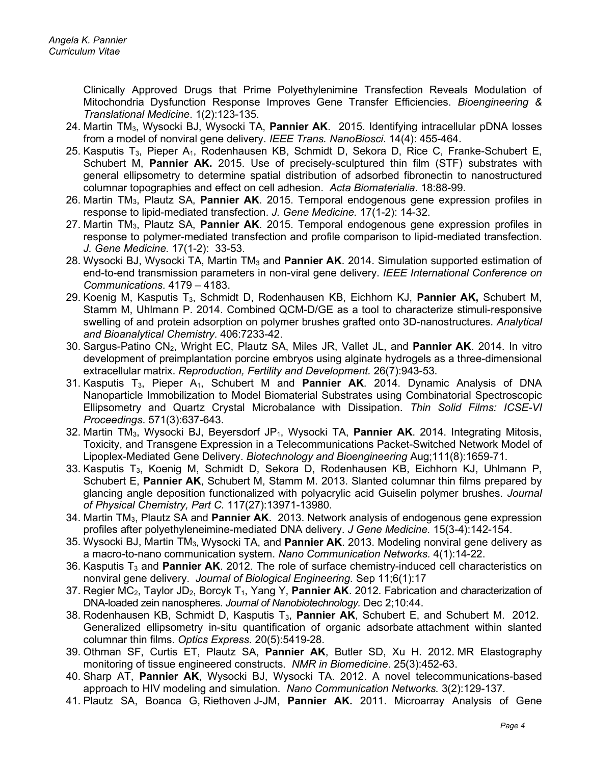Clinically Approved Drugs that Prime Polyethylenimine Transfection Reveals Modulation of Mitochondria Dysfunction Response Improves Gene Transfer Efficiencies. *Bioengineering & Translational Medicine*. 1(2):123-135.

24. Martin TM$_3$, Wysocki BJ, Wysocki TA, **Pannier AK**. 2015. Identifying intracellular pDNA losses from a model of nonviral gene delivery. *IEEE Trans. NanoBiosci*. 14(4): 455-464.
25. Kasputis T$_3$, Pieper A$_1$, Rodenhausen KB, Schmidt D, Sekora D, Rice C, Franke-Schubert E, Schubert M, **Pannier AK.** 2015. Use of precisely-sculptured thin film (STF) substrates with general ellipsometry to determine spatial distribution of adsorbed fibronectin to nanostructured columnar topographies and effect on cell adhesion. *Acta Biomaterialia.* 18:88-99.
26. Martin TM$_3$, Plautz SA, **Pannier AK**. 2015. Temporal endogenous gene expression profiles in response to lipid-mediated transfection. *J. Gene Medicine.* 17(1-2): 14-32.
27. Martin TM$_3$, Plautz SA, **Pannier AK**. 2015. Temporal endogenous gene expression profiles in response to polymer-mediated transfection and profile comparison to lipid-mediated transfection. *J. Gene Medicine*. 17(1-2): 33-53.
28. Wysocki BJ, Wysocki TA, Martin TM$_3$ and **Pannier AK**. 2014. Simulation supported estimation of end-to-end transmission parameters in non-viral gene delivery. *IEEE International Conference on Communications*. 4179 – 4183.
29. Koenig M, Kasputis T$_3$, Schmidt D, Rodenhausen KB, Eichhorn KJ, **Pannier AK,** Schubert M, Stamm M, Uhlmann P. 2014. Combined QCM-D/GE as a tool to characterize stimuli-responsive swelling of and protein adsorption on polymer brushes grafted onto 3D-nanostructures. *Analytical and Bioanalytical Chemistry*. 406:7233-42.
30. Sargus-Patino CN$_2$, Wright EC, Plautz SA, Miles JR, Vallet JL, and **Pannier AK**. 2014. In vitro development of preimplantation porcine embryos using alginate hydrogels as a three-dimensional extracellular matrix. *Reproduction, Fertility and Development*. 26(7):943-53.
31. Kasputis T$_3$, Pieper A$_1$, Schubert M and **Pannier AK**. 2014. Dynamic Analysis of DNA Nanoparticle Immobilization to Model Biomaterial Substrates using Combinatorial Spectroscopic Ellipsometry and Quartz Crystal Microbalance with Dissipation. *Thin Solid Films: ICSE-VI Proceedings*. 571(3):637-643.
32. Martin TM$_3$, Wysocki BJ, Beyersdorf JP$_1$, Wysocki TA, **Pannier AK**. 2014. Integrating Mitosis, Toxicity, and Transgene Expression in a Telecommunications Packet-Switched Network Model of Lipoplex-Mediated Gene Delivery. *Biotechnology and Bioengineering* Aug;111(8):1659-71.
33. Kasputis T$_3$, Koenig M, Schmidt D, Sekora D, Rodenhausen KB, Eichhorn KJ, Uhlmann P, Schubert E, **Pannier AK**, Schubert M, Stamm M. 2013. Slanted columnar thin films prepared by glancing angle deposition functionalized with polyacrylic acid Guiselin polymer brushes. *Journal of Physical Chemistry, Part C.* 117(27):13971-13980.
34. Martin TM$_3$, Plautz SA and **Pannier AK**. 2013. Network analysis of endogenous gene expression profiles after polyethyleneimine-mediated DNA delivery. *J Gene Medicine.* 15(3-4):142-154.
35. Wysocki BJ, Martin TM$_3$, Wysocki TA, and **Pannier AK**. 2013. Modeling nonviral gene delivery as a macro-to-nano communication system. *Nano Communication Networks.* 4(1):14-22.
36. Kasputis T$_3$ and **Pannier AK**. 2012. The role of surface chemistry-induced cell characteristics on nonviral gene delivery. *Journal of Biological Engineering.* Sep 11;6(1):17
37. Regier MC$_2$, Taylor JD$_2$, Borcyk T$_1$, Yang Y, **Pannier AK**. 2012. Fabrication and characterization of DNA-loaded zein nanospheres. *Journal of Nanobiotechnology.* Dec 2;10:44.
38. Rodenhausen KB, Schmidt D, Kasputis T$_3$, **Pannier AK**, Schubert E, and Schubert M. 2012. Generalized ellipsometry in-situ quantification of organic adsorbate attachment within slanted columnar thin films. *Optics Express.* 20(5):5419-28.
39. Othman SF, Curtis ET, Plautz SA, **Pannier AK**, Butler SD, Xu H. 2012. MR Elastography monitoring of tissue engineered constructs. *NMR in Biomedicine*. 25(3):452-63.
40. Sharp AT, **Pannier AK**, Wysocki BJ, Wysocki TA. 2012. A novel telecommunications-based approach to HIV modeling and simulation. *Nano Communication Networks.* 3(2):129-137.
41. Plautz SA, Boanca G, Riethoven J-JM, **Pannier AK.** 2011. Microarray Analysis of Gene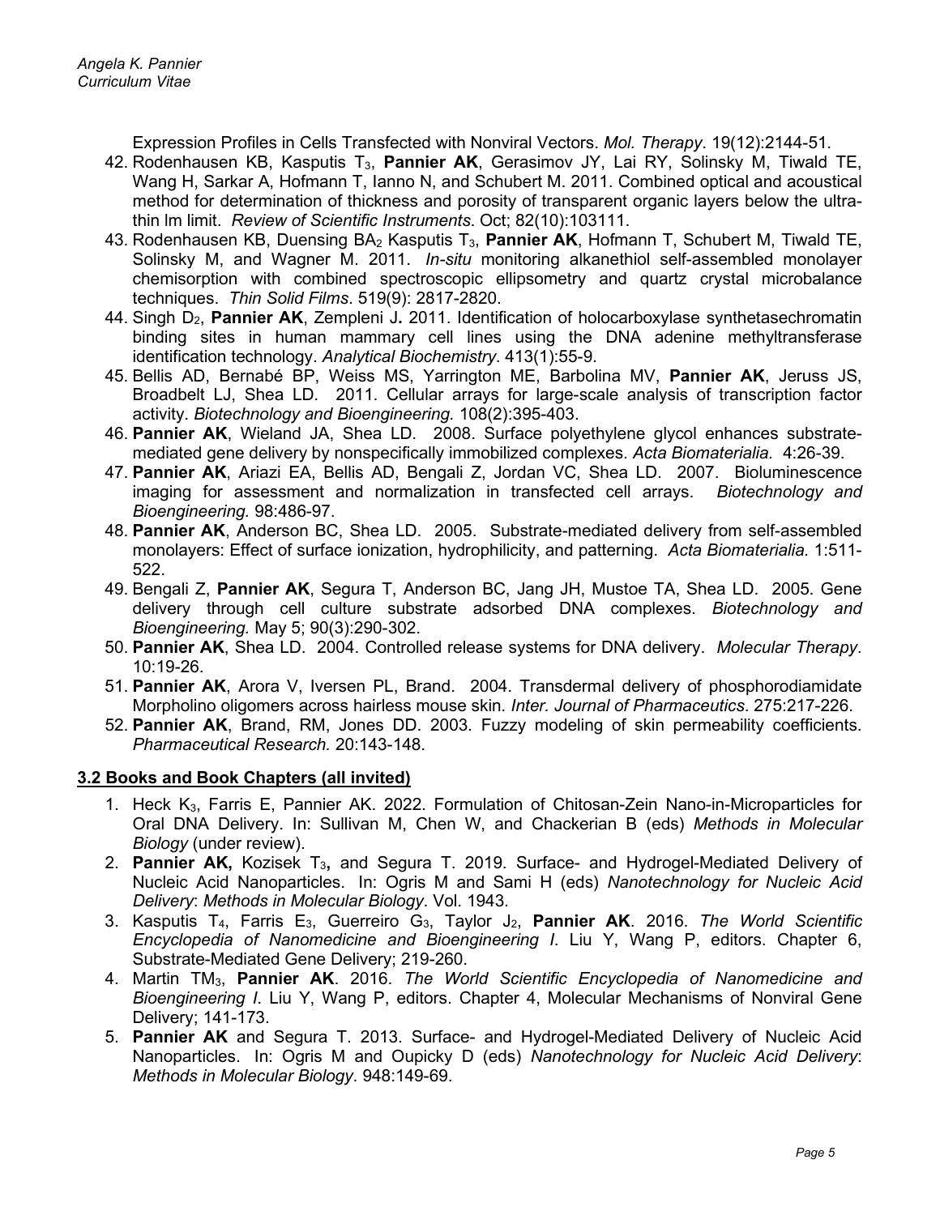Expression Profiles in Cells Transfected with Nonviral Vectors. *Mol. Therapy*. 19(12):2144-51.

42. Rodenhausen KB, Kasputis $T_3$, **Pannier AK**, Gerasimov JY, Lai RY, Solinsky M, Tiwald TE, Wang H, Sarkar A, Hofmann T, Ianno N, and Schubert M. 2011. Combined optical and acoustical method for determination of thickness and porosity of transparent organic layers below the ultra-thin lm limit. *Review of Scientific Instruments*. Oct; 82(10):103111.
43. Rodenhausen KB, Duensing $BA_2$ Kasputis $T_3$, **Pannier AK**, Hofmann T, Schubert M, Tiwald TE, Solinsky M, and Wagner M. 2011. *In-situ* monitoring alkanethiol self-assembled monolayer chemisorption with combined spectroscopic ellipsometry and quartz crystal microbalance techniques. *Thin Solid Films*. 519(9): 2817-2820.
44. Singh $D_2$, **Pannier AK**, Zempleni J**.** 2011. Identification of holocarboxylase synthetasechromatin binding sites in human mammary cell lines using the DNA adenine methyltransferase identification technology. *Analytical Biochemistry*. 413(1):55-9.
45. Bellis AD, Bernabé BP, Weiss MS, Yarrington ME, Barbolina MV, **Pannier AK**, Jeruss JS, Broadbelt LJ, Shea LD. 2011. Cellular arrays for large-scale analysis of transcription factor activity. *Biotechnology and Bioengineering.* 108(2):395-403.
46. **Pannier AK**, Wieland JA, Shea LD. 2008. Surface polyethylene glycol enhances substrate-mediated gene delivery by nonspecifically immobilized complexes. *Acta Biomaterialia.* 4:26-39.
47. **Pannier AK**, Ariazi EA, Bellis AD, Bengali Z, Jordan VC, Shea LD. 2007. Bioluminescence imaging for assessment and normalization in transfected cell arrays. *Biotechnology and Bioengineering.* 98:486-97.
48. **Pannier AK**, Anderson BC, Shea LD. 2005. Substrate-mediated delivery from self-assembled monolayers: Effect of surface ionization, hydrophilicity, and patterning. *Acta Biomaterialia.* 1:511-522.
49. Bengali Z, **Pannier AK**, Segura T, Anderson BC, Jang JH, Mustoe TA, Shea LD. 2005. Gene delivery through cell culture substrate adsorbed DNA complexes. *Biotechnology and Bioengineering.* May 5; 90(3):290-302.
50. **Pannier AK**, Shea LD. 2004. Controlled release systems for DNA delivery. *Molecular Therapy*. 10:19-26.
51. **Pannier AK**, Arora V, Iversen PL, Brand. 2004. Transdermal delivery of phosphorodiamidate Morpholino oligomers across hairless mouse skin. *Inter. Journal of Pharmaceutics*. 275:217-226.
52. **Pannier AK**, Brand, RM, Jones DD. 2003. Fuzzy modeling of skin permeability coefficients. *Pharmaceutical Research.* 20:143-148.

## 3.2 Books and Book Chapters (all invited)

1. Heck $K_3$, Farris E, Pannier AK. 2022. Formulation of Chitosan-Zein Nano-in-Microparticles for Oral DNA Delivery. In: Sullivan M, Chen W, and Chackerian B (eds) *Methods in Molecular Biology* (under review).
2. **Pannier AK,** Kozisek $T_3$**,** and Segura T. 2019. Surface- and Hydrogel-Mediated Delivery of Nucleic Acid Nanoparticles. In: Ogris M and Sami H (eds) *Nanotechnology for Nucleic Acid Delivery*: *Methods in Molecular Biology*. Vol. 1943.
3. Kasputis $T_4$, Farris $E_3$, Guerreiro $G_3$, Taylor $J_2$, **Pannier AK**. 2016. *The World Scientific Encyclopedia of Nanomedicine and Bioengineering I*. Liu Y, Wang P, editors. Chapter 6, Substrate-Mediated Gene Delivery; 219-260.
4. Martin $TM_3$, **Pannier AK**. 2016. *The World Scientific Encyclopedia of Nanomedicine and Bioengineering I*. Liu Y, Wang P, editors. Chapter 4, Molecular Mechanisms of Nonviral Gene Delivery; 141-173.
5. **Pannier AK** and Segura T. 2013. Surface- and Hydrogel-Mediated Delivery of Nucleic Acid Nanoparticles. In: Ogris M and Oupicky D (eds) *Nanotechnology for Nucleic Acid Delivery*: *Methods in Molecular Biology*. 948:149-69.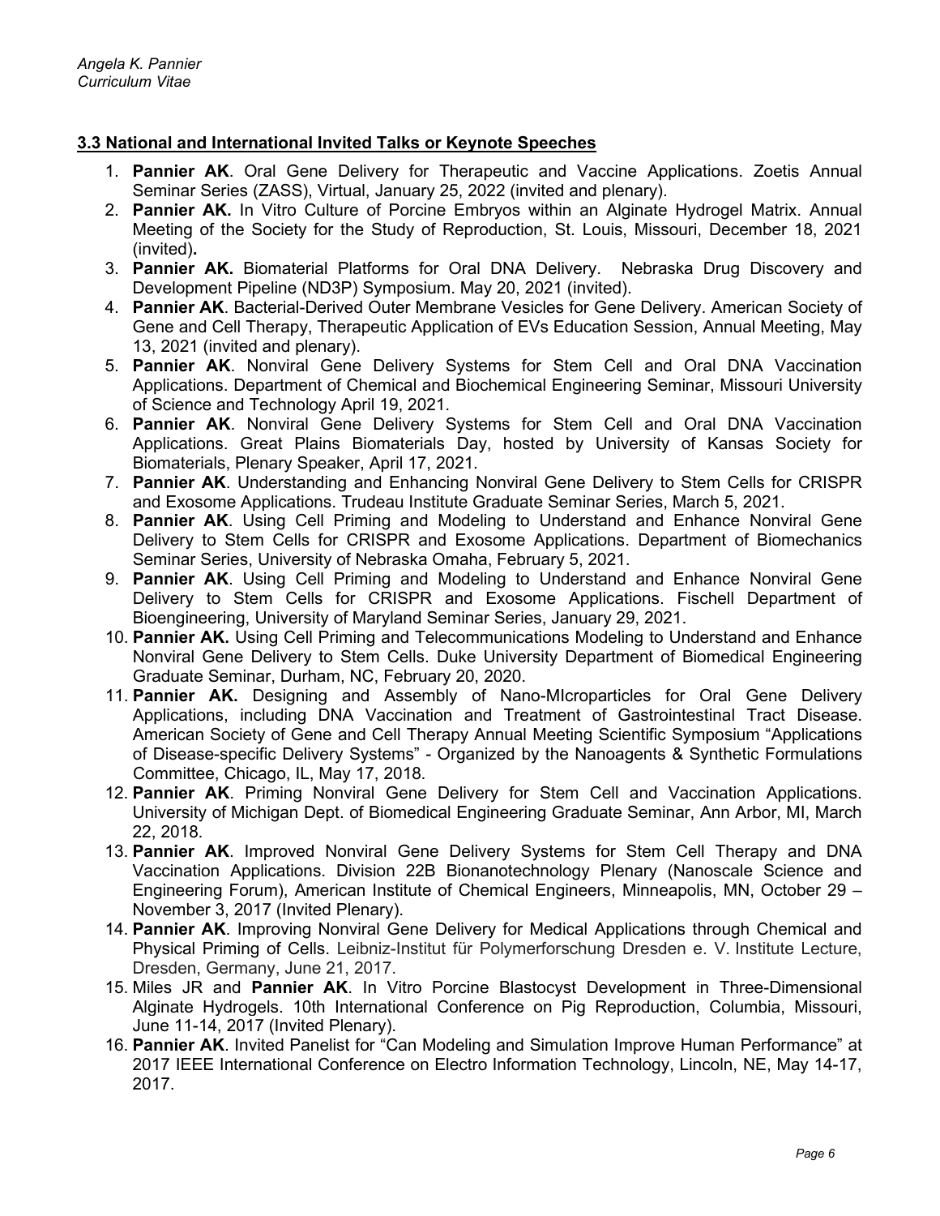### 3.3 National and International Invited Talks or Keynote Speeches

1. **Pannier AK**. Oral Gene Delivery for Therapeutic and Vaccine Applications. Zoetis Annual Seminar Series (ZASS), Virtual, January 25, 2022 (invited and plenary).
2. **Pannier AK.** In Vitro Culture of Porcine Embryos within an Alginate Hydrogel Matrix. Annual Meeting of the Society for the Study of Reproduction, St. Louis, Missouri, December 18, 2021 (invited)**.**
3. **Pannier AK.** Biomaterial Platforms for Oral DNA Delivery. Nebraska Drug Discovery and Development Pipeline (ND3P) Symposium. May 20, 2021 (invited).
4. **Pannier AK**. Bacterial-Derived Outer Membrane Vesicles for Gene Delivery. American Society of Gene and Cell Therapy, Therapeutic Application of EVs Education Session, Annual Meeting, May 13, 2021 (invited and plenary).
5. **Pannier AK**. Nonviral Gene Delivery Systems for Stem Cell and Oral DNA Vaccination Applications. Department of Chemical and Biochemical Engineering Seminar, Missouri University of Science and Technology April 19, 2021.
6. **Pannier AK**. Nonviral Gene Delivery Systems for Stem Cell and Oral DNA Vaccination Applications. Great Plains Biomaterials Day, hosted by University of Kansas Society for Biomaterials, Plenary Speaker, April 17, 2021.
7. **Pannier AK**. Understanding and Enhancing Nonviral Gene Delivery to Stem Cells for CRISPR and Exosome Applications. Trudeau Institute Graduate Seminar Series, March 5, 2021.
8. **Pannier AK**. Using Cell Priming and Modeling to Understand and Enhance Nonviral Gene Delivery to Stem Cells for CRISPR and Exosome Applications. Department of Biomechanics Seminar Series, University of Nebraska Omaha, February 5, 2021.
9. **Pannier AK**. Using Cell Priming and Modeling to Understand and Enhance Nonviral Gene Delivery to Stem Cells for CRISPR and Exosome Applications. Fischell Department of Bioengineering, University of Maryland Seminar Series, January 29, 2021.
10. **Pannier AK.** Using Cell Priming and Telecommunications Modeling to Understand and Enhance Nonviral Gene Delivery to Stem Cells. Duke University Department of Biomedical Engineering Graduate Seminar, Durham, NC, February 20, 2020.
11. **Pannier AK.** Designing and Assembly of Nano-MIcroparticles for Oral Gene Delivery Applications, including DNA Vaccination and Treatment of Gastrointestinal Tract Disease. American Society of Gene and Cell Therapy Annual Meeting Scientific Symposium "Applications of Disease-specific Delivery Systems" - Organized by the Nanoagents & Synthetic Formulations Committee, Chicago, IL, May 17, 2018.
12. **Pannier AK**. Priming Nonviral Gene Delivery for Stem Cell and Vaccination Applications. University of Michigan Dept. of Biomedical Engineering Graduate Seminar, Ann Arbor, MI, March 22, 2018.
13. **Pannier AK**. Improved Nonviral Gene Delivery Systems for Stem Cell Therapy and DNA Vaccination Applications. Division 22B Bionanotechnology Plenary (Nanoscale Science and Engineering Forum), American Institute of Chemical Engineers, Minneapolis, MN, October 29 – November 3, 2017 (Invited Plenary).
14. **Pannier AK**. Improving Nonviral Gene Delivery for Medical Applications through Chemical and Physical Priming of Cells. Leibniz-Institut für Polymerforschung Dresden e. V. Institute Lecture, Dresden, Germany, June 21, 2017.
15. Miles JR and **Pannier AK**. In Vitro Porcine Blastocyst Development in Three-Dimensional Alginate Hydrogels. 10th International Conference on Pig Reproduction, Columbia, Missouri, June 11-14, 2017 (Invited Plenary).
16. **Pannier AK**. Invited Panelist for "Can Modeling and Simulation Improve Human Performance" at 2017 IEEE International Conference on Electro Information Technology, Lincoln, NE, May 14-17, 2017.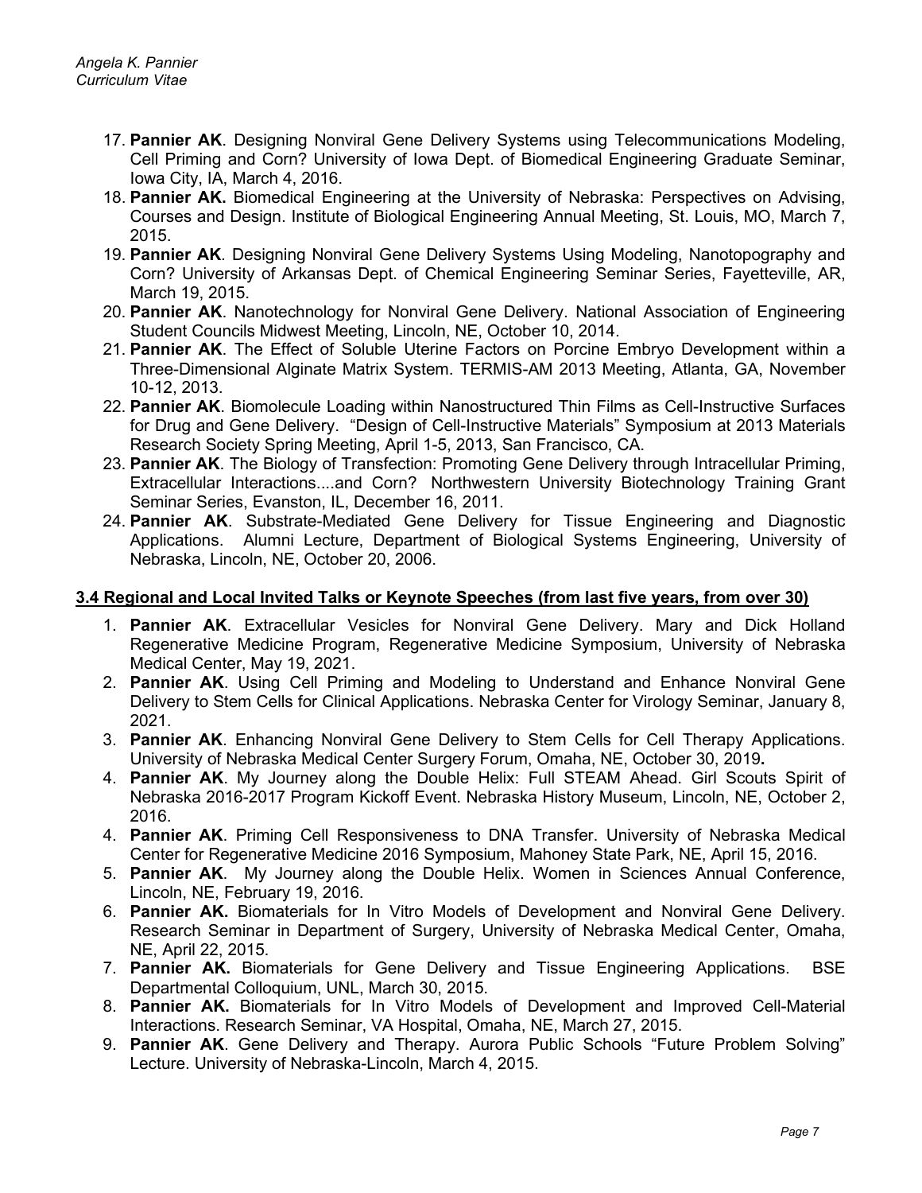17. **Pannier AK**. Designing Nonviral Gene Delivery Systems using Telecommunications Modeling, Cell Priming and Corn? University of Iowa Dept. of Biomedical Engineering Graduate Seminar, Iowa City, IA, March 4, 2016.
18. **Pannier AK.** Biomedical Engineering at the University of Nebraska: Perspectives on Advising, Courses and Design. Institute of Biological Engineering Annual Meeting, St. Louis, MO, March 7, 2015.
19. **Pannier AK**. Designing Nonviral Gene Delivery Systems Using Modeling, Nanotopography and Corn? University of Arkansas Dept. of Chemical Engineering Seminar Series, Fayetteville, AR, March 19, 2015.
20. **Pannier AK**. Nanotechnology for Nonviral Gene Delivery. National Association of Engineering Student Councils Midwest Meeting, Lincoln, NE, October 10, 2014.
21. **Pannier AK**. The Effect of Soluble Uterine Factors on Porcine Embryo Development within a Three-Dimensional Alginate Matrix System. TERMIS-AM 2013 Meeting, Atlanta, GA, November 10-12, 2013.
22. **Pannier AK**. Biomolecule Loading within Nanostructured Thin Films as Cell-Instructive Surfaces for Drug and Gene Delivery. "Design of Cell-Instructive Materials" Symposium at 2013 Materials Research Society Spring Meeting, April 1-5, 2013, San Francisco, CA.
23. **Pannier AK**. The Biology of Transfection: Promoting Gene Delivery through Intracellular Priming, Extracellular Interactions....and Corn? Northwestern University Biotechnology Training Grant Seminar Series, Evanston, IL, December 16, 2011.
24. **Pannier AK**. Substrate-Mediated Gene Delivery for Tissue Engineering and Diagnostic Applications. Alumni Lecture, Department of Biological Systems Engineering, University of Nebraska, Lincoln, NE, October 20, 2006.

### 3.4 Regional and Local Invited Talks or Keynote Speeches (from last five years, from over 30)

1. **Pannier AK**. Extracellular Vesicles for Nonviral Gene Delivery. Mary and Dick Holland Regenerative Medicine Program, Regenerative Medicine Symposium, University of Nebraska Medical Center, May 19, 2021.
2. **Pannier AK**. Using Cell Priming and Modeling to Understand and Enhance Nonviral Gene Delivery to Stem Cells for Clinical Applications. Nebraska Center for Virology Seminar, January 8, 2021.
3. **Pannier AK**. Enhancing Nonviral Gene Delivery to Stem Cells for Cell Therapy Applications. University of Nebraska Medical Center Surgery Forum, Omaha, NE, October 30, 2019**.**
4. **Pannier AK**. My Journey along the Double Helix: Full STEAM Ahead. Girl Scouts Spirit of Nebraska 2016-2017 Program Kickoff Event. Nebraska History Museum, Lincoln, NE, October 2, 2016.
4. **Pannier AK**. Priming Cell Responsiveness to DNA Transfer. University of Nebraska Medical Center for Regenerative Medicine 2016 Symposium, Mahoney State Park, NE, April 15, 2016.
5. **Pannier AK**. My Journey along the Double Helix. Women in Sciences Annual Conference, Lincoln, NE, February 19, 2016.
6. **Pannier AK.** Biomaterials for In Vitro Models of Development and Nonviral Gene Delivery. Research Seminar in Department of Surgery, University of Nebraska Medical Center, Omaha, NE, April 22, 2015.
7. **Pannier AK.** Biomaterials for Gene Delivery and Tissue Engineering Applications. BSE Departmental Colloquium, UNL, March 30, 2015.
8. **Pannier AK.** Biomaterials for In Vitro Models of Development and Improved Cell-Material Interactions. Research Seminar, VA Hospital, Omaha, NE, March 27, 2015.
9. **Pannier AK**. Gene Delivery and Therapy. Aurora Public Schools "Future Problem Solving" Lecture. University of Nebraska-Lincoln, March 4, 2015.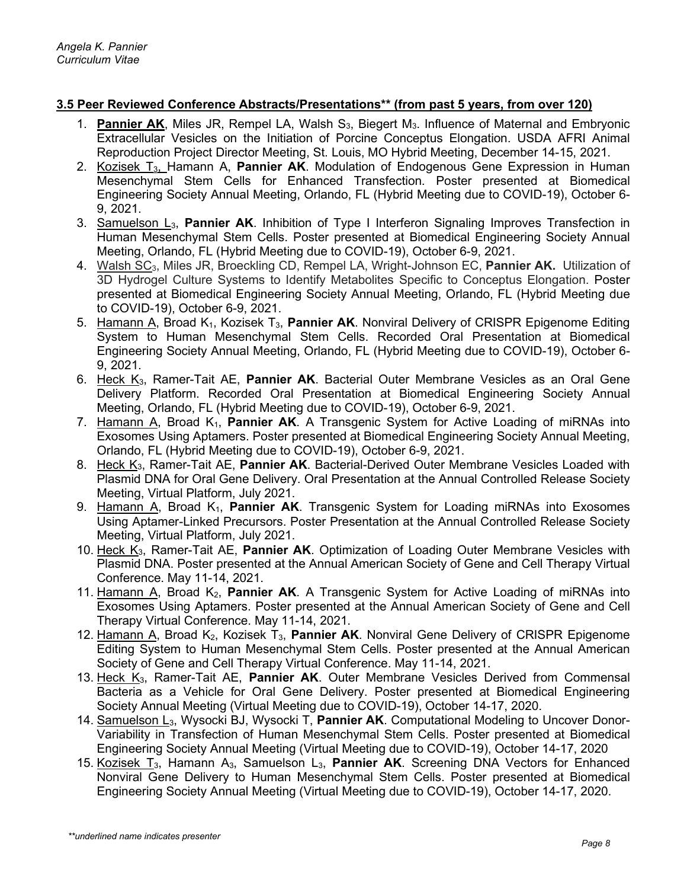### 3.5 Peer Reviewed Conference Abstracts/Presentations** (from past 5 years, from over 120)

1. **Pannier AK**, Miles JR, Rempel LA, Walsh $S_3$, Biegert $M_3$. Influence of Maternal and Embryonic Extracellular Vesicles on the Initiation of Porcine Conceptus Elongation. USDA AFRI Animal Reproduction Project Director Meeting, St. Louis, MO Hybrid Meeting, December 14-15, 2021.
2. Kozisek $T_3$, Hamann A, **Pannier AK**. Modulation of Endogenous Gene Expression in Human Mesenchymal Stem Cells for Enhanced Transfection. Poster presented at Biomedical Engineering Society Annual Meeting, Orlando, FL (Hybrid Meeting due to COVID-19), October 6-9, 2021.
3. Samuelson $L_3$, **Pannier AK**. Inhibition of Type I Interferon Signaling Improves Transfection in Human Mesenchymal Stem Cells. Poster presented at Biomedical Engineering Society Annual Meeting, Orlando, FL (Hybrid Meeting due to COVID-19), October 6-9, 2021.
4. Walsh $SC_3$, Miles JR, Broeckling CD, Rempel LA, Wright-Johnson EC, **Pannier AK.** Utilization of 3D Hydrogel Culture Systems to Identify Metabolites Specific to Conceptus Elongation. Poster presented at Biomedical Engineering Society Annual Meeting, Orlando, FL (Hybrid Meeting due to COVID-19), October 6-9, 2021.
5. Hamann A, Broad $K_1$, Kozisek $T_3$, **Pannier AK**. Nonviral Delivery of CRISPR Epigenome Editing System to Human Mesenchymal Stem Cells. Recorded Oral Presentation at Biomedical Engineering Society Annual Meeting, Orlando, FL (Hybrid Meeting due to COVID-19), October 6-9, 2021.
6. Heck $K_3$, Ramer-Tait AE, **Pannier AK**. Bacterial Outer Membrane Vesicles as an Oral Gene Delivery Platform. Recorded Oral Presentation at Biomedical Engineering Society Annual Meeting, Orlando, FL (Hybrid Meeting due to COVID-19), October 6-9, 2021.
7. Hamann A, Broad $K_1$, **Pannier AK**. A Transgenic System for Active Loading of miRNAs into Exosomes Using Aptamers. Poster presented at Biomedical Engineering Society Annual Meeting, Orlando, FL (Hybrid Meeting due to COVID-19), October 6-9, 2021.
8. Heck $K_3$, Ramer-Tait AE, **Pannier AK**. Bacterial-Derived Outer Membrane Vesicles Loaded with Plasmid DNA for Oral Gene Delivery. Oral Presentation at the Annual Controlled Release Society Meeting, Virtual Platform, July 2021.
9. Hamann A, Broad $K_1$, **Pannier AK**. Transgenic System for Loading miRNAs into Exosomes Using Aptamer-Linked Precursors. Poster Presentation at the Annual Controlled Release Society Meeting, Virtual Platform, July 2021.
10. Heck $K_3$, Ramer-Tait AE, **Pannier AK**. Optimization of Loading Outer Membrane Vesicles with Plasmid DNA. Poster presented at the Annual American Society of Gene and Cell Therapy Virtual Conference. May 11-14, 2021.
11. Hamann A, Broad $K_2$, **Pannier AK**. A Transgenic System for Active Loading of miRNAs into Exosomes Using Aptamers. Poster presented at the Annual American Society of Gene and Cell Therapy Virtual Conference. May 11-14, 2021.
12. Hamann A, Broad $K_2$, Kozisek $T_3$, **Pannier AK**. Nonviral Gene Delivery of CRISPR Epigenome Editing System to Human Mesenchymal Stem Cells. Poster presented at the Annual American Society of Gene and Cell Therapy Virtual Conference. May 11-14, 2021.
13. Heck $K_3$, Ramer-Tait AE, **Pannier AK**. Outer Membrane Vesicles Derived from Commensal Bacteria as a Vehicle for Oral Gene Delivery. Poster presented at Biomedical Engineering Society Annual Meeting (Virtual Meeting due to COVID-19), October 14-17, 2020.
14. Samuelson $L_3$, Wysocki BJ, Wysocki T, **Pannier AK**. Computational Modeling to Uncover Donor-Variability in Transfection of Human Mesenchymal Stem Cells. Poster presented at Biomedical Engineering Society Annual Meeting (Virtual Meeting due to COVID-19), October 14-17, 2020
15. Kozisek $T_3$, Hamann $A_3$, Samuelson $L_3$, **Pannier AK**. Screening DNA Vectors for Enhanced Nonviral Gene Delivery to Human Mesenchymal Stem Cells. Poster presented at Biomedical Engineering Society Annual Meeting (Virtual Meeting due to COVID-19), October 14-17, 2020.

*\*\*underlined name indicates presenter*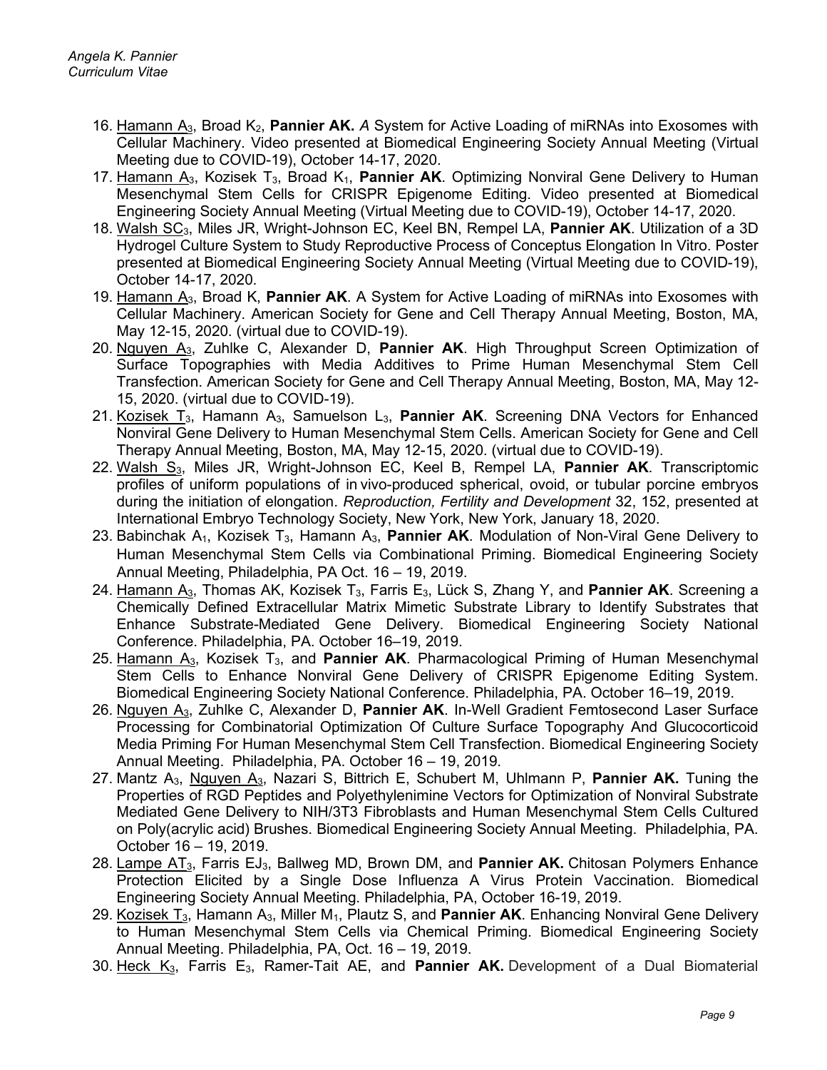16. <u>Hamann A</u>$_3$, Broad K$_2$, **Pannier AK.** *A* System for Active Loading of miRNAs into Exosomes with Cellular Machinery. Video presented at Biomedical Engineering Society Annual Meeting (Virtual Meeting due to COVID-19), October 14-17, 2020.
17. <u>Hamann A</u>$_3$, Kozisek T$_3$, Broad K$_1$, **Pannier AK**. Optimizing Nonviral Gene Delivery to Human Mesenchymal Stem Cells for CRISPR Epigenome Editing. Video presented at Biomedical Engineering Society Annual Meeting (Virtual Meeting due to COVID-19), October 14-17, 2020.
18. <u>Walsh SC</u>$_3$, Miles JR, Wright-Johnson EC, Keel BN, Rempel LA, **Pannier AK**. Utilization of a 3D Hydrogel Culture System to Study Reproductive Process of Conceptus Elongation In Vitro. Poster presented at Biomedical Engineering Society Annual Meeting (Virtual Meeting due to COVID-19), October 14-17, 2020.
19. <u>Hamann A</u>$_3$, Broad K, **Pannier AK**. A System for Active Loading of miRNAs into Exosomes with Cellular Machinery. American Society for Gene and Cell Therapy Annual Meeting, Boston, MA, May 12-15, 2020. (virtual due to COVID-19).
20. <u>Nguyen A</u>$_3$, Zuhlke C, Alexander D, **Pannier AK**. High Throughput Screen Optimization of Surface Topographies with Media Additives to Prime Human Mesenchymal Stem Cell Transfection. American Society for Gene and Cell Therapy Annual Meeting, Boston, MA, May 12-15, 2020. (virtual due to COVID-19).
21. <u>Kozisek T</u>$_3$, Hamann A$_3$, Samuelson L$_3$, **Pannier AK**. Screening DNA Vectors for Enhanced Nonviral Gene Delivery to Human Mesenchymal Stem Cells. American Society for Gene and Cell Therapy Annual Meeting, Boston, MA, May 12-15, 2020. (virtual due to COVID-19).
22. <u>Walsh S</u>$_3$, Miles JR, Wright-Johnson EC, Keel B, Rempel LA, **Pannier AK**. Transcriptomic profiles of uniform populations of in vivo-produced spherical, ovoid, or tubular porcine embryos during the initiation of elongation. *Reproduction, Fertility and Development* 32, 152, presented at International Embryo Technology Society, New York, New York, January 18, 2020.
23. Babinchak A$_1$, Kozisek T$_3$, Hamann A$_3$, **Pannier AK**. Modulation of Non-Viral Gene Delivery to Human Mesenchymal Stem Cells via Combinational Priming. Biomedical Engineering Society Annual Meeting, Philadelphia, PA Oct. 16 – 19, 2019.
24. <u>Hamann A</u>$_3$, Thomas AK, Kozisek T$_3$, Farris E$_3$, Lück S, Zhang Y, and **Pannier AK**. Screening a Chemically Defined Extracellular Matrix Mimetic Substrate Library to Identify Substrates that Enhance Substrate-Mediated Gene Delivery. Biomedical Engineering Society National Conference. Philadelphia, PA. October 16–19, 2019.
25. <u>Hamann A</u>$_3$, Kozisek T$_3$, and **Pannier AK**. Pharmacological Priming of Human Mesenchymal Stem Cells to Enhance Nonviral Gene Delivery of CRISPR Epigenome Editing System. Biomedical Engineering Society National Conference. Philadelphia, PA. October 16–19, 2019.
26. <u>Nguyen A</u>$_3$, Zuhlke C, Alexander D, **Pannier AK**. In-Well Gradient Femtosecond Laser Surface Processing for Combinatorial Optimization Of Culture Surface Topography And Glucocorticoid Media Priming For Human Mesenchymal Stem Cell Transfection. Biomedical Engineering Society Annual Meeting. Philadelphia, PA. October 16 – 19, 2019.
27. Mantz A$_3$, <u>Nguyen A</u>$_3$, Nazari S, Bittrich E, Schubert M, Uhlmann P, **Pannier AK.** Tuning the Properties of RGD Peptides and Polyethylenimine Vectors for Optimization of Nonviral Substrate Mediated Gene Delivery to NIH/3T3 Fibroblasts and Human Mesenchymal Stem Cells Cultured on Poly(acrylic acid) Brushes. Biomedical Engineering Society Annual Meeting. Philadelphia, PA. October 16 – 19, 2019.
28. <u>Lampe AT</u>$_3$, Farris EJ$_3$, Ballweg MD, Brown DM, and **Pannier AK.** Chitosan Polymers Enhance Protection Elicited by a Single Dose Influenza A Virus Protein Vaccination. Biomedical Engineering Society Annual Meeting. Philadelphia, PA, October 16-19, 2019.
29. <u>Kozisek T</u>$_3$, Hamann A$_3$, Miller M$_1$, Plautz S, and **Pannier AK**. Enhancing Nonviral Gene Delivery to Human Mesenchymal Stem Cells via Chemical Priming. Biomedical Engineering Society Annual Meeting. Philadelphia, PA, Oct. 16 – 19, 2019.
30. <u>Heck K</u>$_3$, Farris E$_3$, Ramer-Tait AE, and **Pannier AK.** Development of a Dual Biomaterial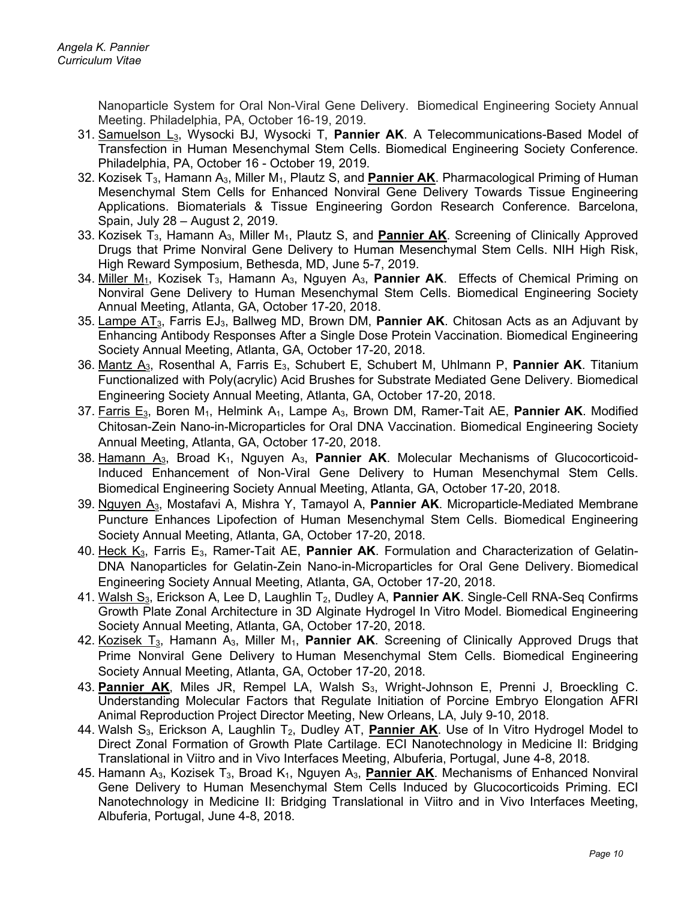Nanoparticle System for Oral Non-Viral Gene Delivery. Biomedical Engineering Society Annual Meeting. Philadelphia, PA, October 16-19, 2019.

31. <u>Samuelson L</u>$_3$, Wysocki BJ, Wysocki T, **Pannier AK**. A Telecommunications-Based Model of Transfection in Human Mesenchymal Stem Cells. Biomedical Engineering Society Conference. Philadelphia, PA, October 16 - October 19, 2019.
32. Kozisek T$_3$, Hamann A$_3$, Miller M$_1$, Plautz S, and **<u>Pannier AK</u>**. Pharmacological Priming of Human Mesenchymal Stem Cells for Enhanced Nonviral Gene Delivery Towards Tissue Engineering Applications. Biomaterials & Tissue Engineering Gordon Research Conference. Barcelona, Spain, July 28 – August 2, 2019.
33. Kozisek T$_3$, Hamann A$_3$, Miller M$_1$, Plautz S, and **<u>Pannier AK</u>**. Screening of Clinically Approved Drugs that Prime Nonviral Gene Delivery to Human Mesenchymal Stem Cells. NIH High Risk, High Reward Symposium, Bethesda, MD, June 5-7, 2019.
34. <u>Miller M</u>$_1$, Kozisek T$_3$, Hamann A$_3$, Nguyen A$_3$, **Pannier AK**. Effects of Chemical Priming on Nonviral Gene Delivery to Human Mesenchymal Stem Cells. Biomedical Engineering Society Annual Meeting, Atlanta, GA, October 17-20, 2018.
35. <u>Lampe AT</u>$_3$, Farris EJ$_3$, Ballweg MD, Brown DM, **Pannier AK**. Chitosan Acts as an Adjuvant by Enhancing Antibody Responses After a Single Dose Protein Vaccination. Biomedical Engineering Society Annual Meeting, Atlanta, GA, October 17-20, 2018.
36. <u>Mantz A</u>$_3$, Rosenthal A, Farris E$_3$, Schubert E, Schubert M, Uhlmann P, **Pannier AK**. Titanium Functionalized with Poly(acrylic) Acid Brushes for Substrate Mediated Gene Delivery. Biomedical Engineering Society Annual Meeting, Atlanta, GA, October 17-20, 2018.
37. <u>Farris E</u>$_3$, Boren M$_1$, Helmink A$_1$, Lampe A$_3$, Brown DM, Ramer-Tait AE, **Pannier AK**. Modified Chitosan-Zein Nano-in-Microparticles for Oral DNA Vaccination. Biomedical Engineering Society Annual Meeting, Atlanta, GA, October 17-20, 2018.
38. <u>Hamann A</u>$_3$, Broad K$_1$, Nguyen A$_3$, **Pannier AK**. Molecular Mechanisms of Glucocorticoid-Induced Enhancement of Non-Viral Gene Delivery to Human Mesenchymal Stem Cells. Biomedical Engineering Society Annual Meeting, Atlanta, GA, October 17-20, 2018.
39. <u>Nguyen A</u>$_3$, Mostafavi A, Mishra Y, Tamayol A, **Pannier AK**. Microparticle-Mediated Membrane Puncture Enhances Lipofection of Human Mesenchymal Stem Cells. Biomedical Engineering Society Annual Meeting, Atlanta, GA, October 17-20, 2018.
40. <u>Heck K</u>$_3$, Farris E$_3$, Ramer-Tait AE, **Pannier AK**. Formulation and Characterization of Gelatin-DNA Nanoparticles for Gelatin-Zein Nano-in-Microparticles for Oral Gene Delivery. Biomedical Engineering Society Annual Meeting, Atlanta, GA, October 17-20, 2018.
41. <u>Walsh S</u>$_3$, Erickson A, Lee D, Laughlin T$_2$, Dudley A, **Pannier AK**. Single-Cell RNA-Seq Confirms Growth Plate Zonal Architecture in 3D Alginate Hydrogel In Vitro Model. Biomedical Engineering Society Annual Meeting, Atlanta, GA, October 17-20, 2018.
42. <u>Kozisek T</u>$_3$, Hamann A$_3$, Miller M$_1$, **Pannier AK**. Screening of Clinically Approved Drugs that Prime Nonviral Gene Delivery to Human Mesenchymal Stem Cells. Biomedical Engineering Society Annual Meeting, Atlanta, GA, October 17-20, 2018.
43. **<u>Pannier AK</u>**, Miles JR, Rempel LA, Walsh S$_3$, Wright-Johnson E, Prenni J, Broeckling C. Understanding Molecular Factors that Regulate Initiation of Porcine Embryo Elongation AFRI Animal Reproduction Project Director Meeting, New Orleans, LA, July 9-10, 2018.
44. Walsh S$_3$, Erickson A, Laughlin T$_2$, Dudley AT, **<u>Pannier AK</u>**. Use of In Vitro Hydrogel Model to Direct Zonal Formation of Growth Plate Cartilage. ECI Nanotechnology in Medicine II: Bridging Translational in Viitro and in Vivo Interfaces Meeting, Albuferia, Portugal, June 4-8, 2018.
45. Hamann A$_3$, Kozisek T$_3$, Broad K$_1$, Nguyen A$_3$, **<u>Pannier AK</u>**. Mechanisms of Enhanced Nonviral Gene Delivery to Human Mesenchymal Stem Cells Induced by Glucocorticoids Priming. ECI Nanotechnology in Medicine II: Bridging Translational in Viitro and in Vivo Interfaces Meeting, Albuferia, Portugal, June 4-8, 2018.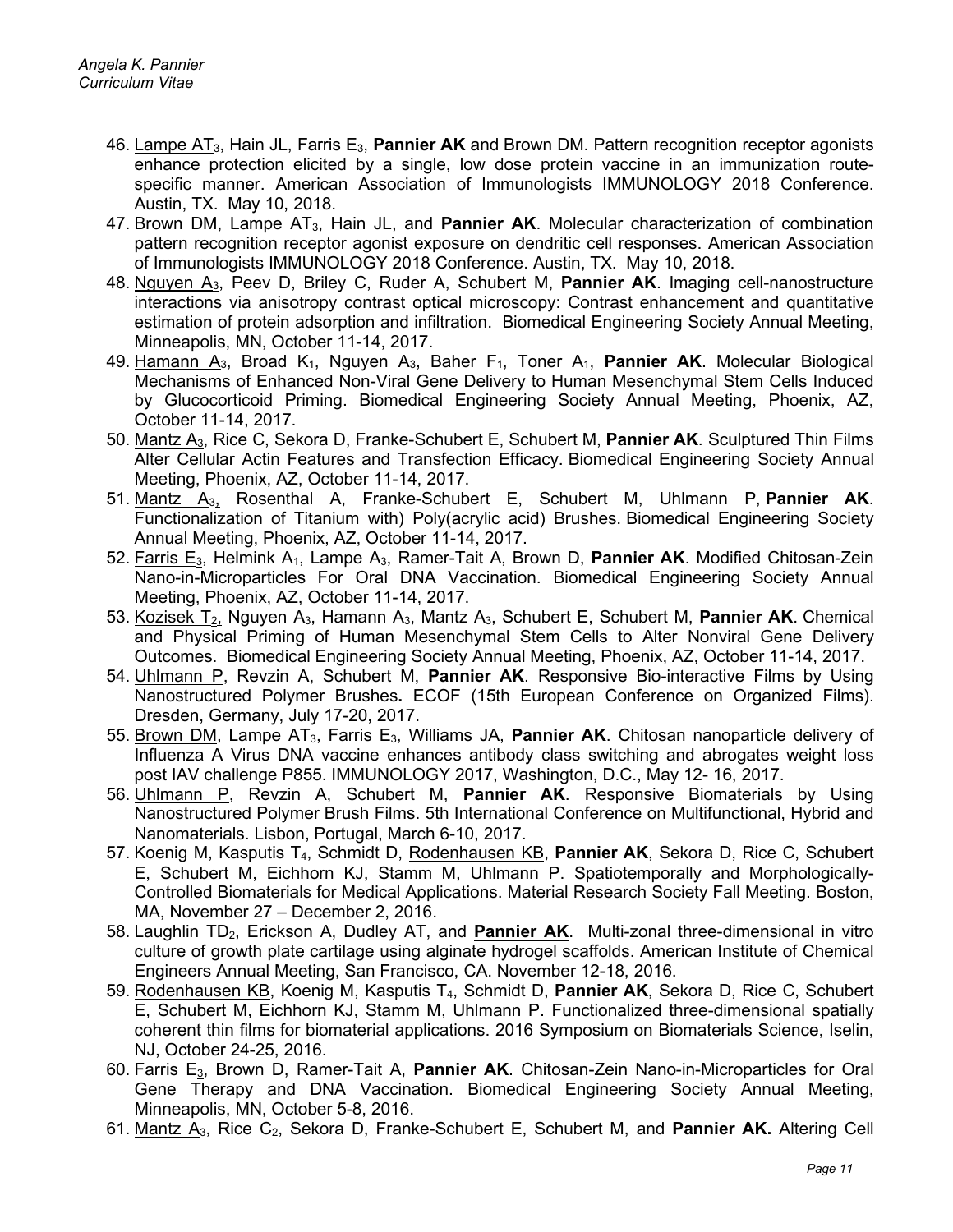46. <u>Lampe AT</u>$_3$, Hain JL, Farris E$_3$, **Pannier AK** and Brown DM. Pattern recognition receptor agonists enhance protection elicited by a single, low dose protein vaccine in an immunization route-specific manner. American Association of Immunologists IMMUNOLOGY 2018 Conference. Austin, TX. May 10, 2018.
47. <u>Brown DM</u>, Lampe AT$_3$, Hain JL, and **Pannier AK**. Molecular characterization of combination pattern recognition receptor agonist exposure on dendritic cell responses. American Association of Immunologists IMMUNOLOGY 2018 Conference. Austin, TX. May 10, 2018.
48. <u>Nguyen A</u>$_3$, Peev D, Briley C, Ruder A, Schubert M, **Pannier AK**. Imaging cell-nanostructure interactions via anisotropy contrast optical microscopy: Contrast enhancement and quantitative estimation of protein adsorption and infiltration. Biomedical Engineering Society Annual Meeting, Minneapolis, MN, October 11-14, 2017.
49. <u>Hamann A</u>$_3$, Broad K$_1$, Nguyen A$_3$, Baher F$_1$, Toner A$_1$, **Pannier AK**. Molecular Biological Mechanisms of Enhanced Non-Viral Gene Delivery to Human Mesenchymal Stem Cells Induced by Glucocorticoid Priming. Biomedical Engineering Society Annual Meeting, Phoenix, AZ, October 11-14, 2017.
50. <u>Mantz A</u>$_3$, Rice C, Sekora D, Franke-Schubert E, Schubert M, **Pannier AK**. Sculptured Thin Films Alter Cellular Actin Features and Transfection Efficacy. Biomedical Engineering Society Annual Meeting, Phoenix, AZ, October 11-14, 2017.
51. <u>Mantz A</u>$_3$, Rosenthal A, Franke-Schubert E, Schubert M, Uhlmann P, **Pannier AK**. Functionalization of Titanium with) Poly(acrylic acid) Brushes. Biomedical Engineering Society Annual Meeting, Phoenix, AZ, October 11-14, 2017.
52. <u>Farris E</u>$_3$, Helmink A$_1$, Lampe A$_3$, Ramer-Tait A, Brown D, **Pannier AK**. Modified Chitosan-Zein Nano-in-Microparticles For Oral DNA Vaccination. Biomedical Engineering Society Annual Meeting, Phoenix, AZ, October 11-14, 2017.
53. <u>Kozisek T</u>$_2$, Nguyen A$_3$, Hamann A$_3$, Mantz A$_3$, Schubert E, Schubert M, **Pannier AK**. Chemical and Physical Priming of Human Mesenchymal Stem Cells to Alter Nonviral Gene Delivery Outcomes. Biomedical Engineering Society Annual Meeting, Phoenix, AZ, October 11-14, 2017.
54. <u>Uhlmann P</u>, Revzin A, Schubert M, **Pannier AK**. Responsive Bio-interactive Films by Using Nanostructured Polymer Brushes. ECOF (15th European Conference on Organized Films). Dresden, Germany, July 17-20, 2017.
55. <u>Brown DM</u>, Lampe AT$_3$, Farris E$_3$, Williams JA, **Pannier AK**. Chitosan nanoparticle delivery of Influenza A Virus DNA vaccine enhances antibody class switching and abrogates weight loss post IAV challenge P855. IMMUNOLOGY 2017, Washington, D.C., May 12- 16, 2017.
56. <u>Uhlmann P</u>, Revzin A, Schubert M, **Pannier AK**. Responsive Biomaterials by Using Nanostructured Polymer Brush Films. 5th International Conference on Multifunctional, Hybrid and Nanomaterials. Lisbon, Portugal, March 6-10, 2017.
57. Koenig M, Kasputis T$_4$, Schmidt D, <u>Rodenhausen KB</u>, **Pannier AK**, Sekora D, Rice C, Schubert E, Schubert M, Eichhorn KJ, Stamm M, Uhlmann P. Spatiotemporally and Morphologically-Controlled Biomaterials for Medical Applications. Material Research Society Fall Meeting. Boston, MA, November 27 – December 2, 2016.
58. Laughlin TD$_2$, Erickson A, Dudley AT, and <u>**Pannier AK**</u>. Multi-zonal three-dimensional in vitro culture of growth plate cartilage using alginate hydrogel scaffolds. American Institute of Chemical Engineers Annual Meeting, San Francisco, CA. November 12-18, 2016.
59. <u>Rodenhausen KB</u>, Koenig M, Kasputis T$_4$, Schmidt D, **Pannier AK**, Sekora D, Rice C, Schubert E, Schubert M, Eichhorn KJ, Stamm M, Uhlmann P. Functionalized three-dimensional spatially coherent thin films for biomaterial applications. 2016 Symposium on Biomaterials Science, Iselin, NJ, October 24-25, 2016.
60. <u>Farris E</u>$_3$, Brown D, Ramer-Tait A, **Pannier AK**. Chitosan-Zein Nano-in-Microparticles for Oral Gene Therapy and DNA Vaccination. Biomedical Engineering Society Annual Meeting, Minneapolis, MN, October 5-8, 2016.
61. <u>Mantz A</u>$_3$, Rice C$_2$, Sekora D, Franke-Schubert E, Schubert M, and **Pannier AK.** Altering Cell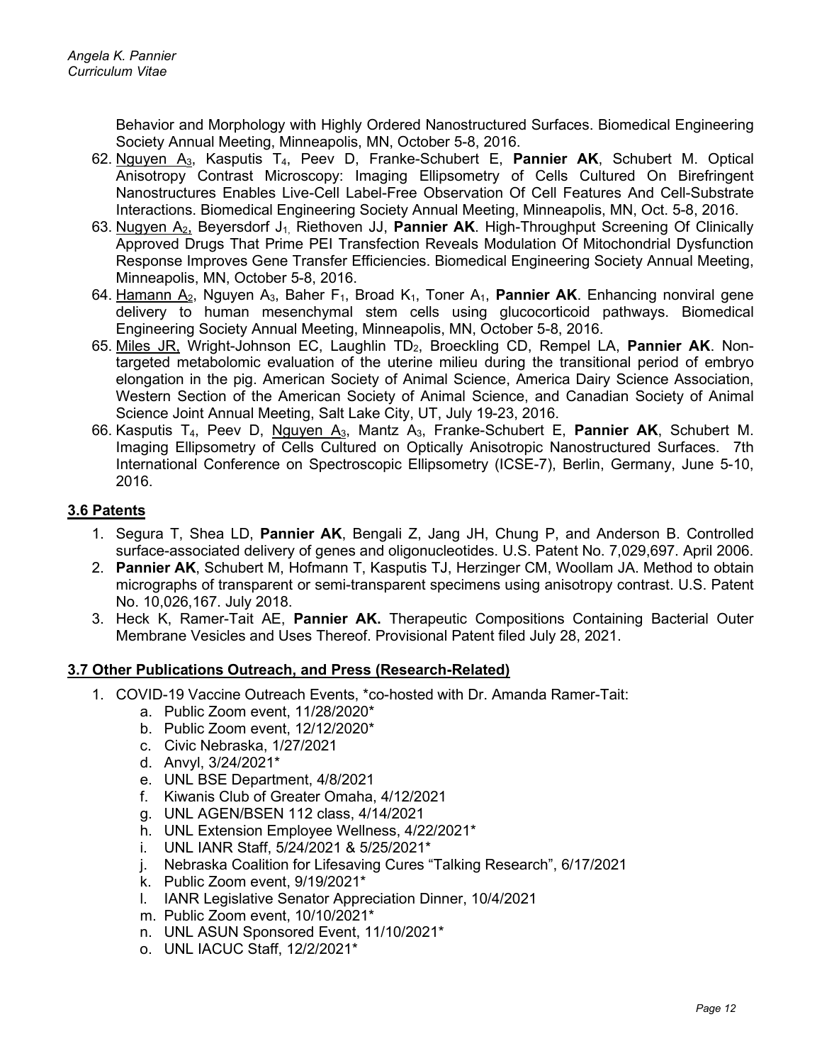Behavior and Morphology with Highly Ordered Nanostructured Surfaces. Biomedical Engineering Society Annual Meeting, Minneapolis, MN, October 5-8, 2016.

62. Nguyen A[3], Kasputis T[4], Peev D, Franke-Schubert E, **Pannier AK**, Schubert M. Optical Anisotropy Contrast Microscopy: Imaging Ellipsometry of Cells Cultured On Birefringent Nanostructures Enables Live-Cell Label-Free Observation Of Cell Features And Cell-Substrate Interactions. Biomedical Engineering Society Annual Meeting, Minneapolis, MN, Oct. 5-8, 2016.
63. Nugyen A[2], Beyersdorf J[1], Riethoven JJ, **Pannier AK**. High-Throughput Screening Of Clinically Approved Drugs That Prime PEI Transfection Reveals Modulation Of Mitochondrial Dysfunction Response Improves Gene Transfer Efficiencies. Biomedical Engineering Society Annual Meeting, Minneapolis, MN, October 5-8, 2016.
64. Hamann A[2], Nguyen A[3], Baher F[1], Broad K[1], Toner A[1], **Pannier AK**. Enhancing nonviral gene delivery to human mesenchymal stem cells using glucocorticoid pathways. Biomedical Engineering Society Annual Meeting, Minneapolis, MN, October 5-8, 2016.
65. Miles JR, Wright-Johnson EC, Laughlin TD[2], Broeckling CD, Rempel LA, **Pannier AK**. Non-targeted metabolomic evaluation of the uterine milieu during the transitional period of embryo elongation in the pig. American Society of Animal Science, America Dairy Science Association, Western Section of the American Society of Animal Science, and Canadian Society of Animal Science Joint Annual Meeting, Salt Lake City, UT, July 19-23, 2016.
66. Kasputis T[4], Peev D, Nguyen A[3], Mantz A[3], Franke-Schubert E, **Pannier AK**, Schubert M. Imaging Ellipsometry of Cells Cultured on Optically Anisotropic Nanostructured Surfaces. 7th International Conference on Spectroscopic Ellipsometry (ICSE-7), Berlin, Germany, June 5-10, 2016.

### 3.6 Patents

1. Segura T, Shea LD, **Pannier AK**, Bengali Z, Jang JH, Chung P, and Anderson B. Controlled surface-associated delivery of genes and oligonucleotides. U.S. Patent No. 7,029,697. April 2006.
2. **Pannier AK**, Schubert M, Hofmann T, Kasputis TJ, Herzinger CM, Woollam JA. Method to obtain micrographs of transparent or semi-transparent specimens using anisotropy contrast. U.S. Patent No. 10,026,167. July 2018.
3. Heck K, Ramer-Tait AE, **Pannier AK.** Therapeutic Compositions Containing Bacterial Outer Membrane Vesicles and Uses Thereof. Provisional Patent filed July 28, 2021.

### 3.7 Other Publications Outreach, and Press (Research-Related)

1. COVID-19 Vaccine Outreach Events, *co-hosted with Dr. Amanda Ramer-Tait:
   a. Public Zoom event, 11/28/2020*
   b. Public Zoom event, 12/12/2020*
   c. Civic Nebraska, 1/27/2021
   d. Anvyl, 3/24/2021*
   e. UNL BSE Department, 4/8/2021
   f. Kiwanis Club of Greater Omaha, 4/12/2021
   g. UNL AGEN/BSEN 112 class, 4/14/2021
   h. UNL Extension Employee Wellness, 4/22/2021*
   i. UNL IANR Staff, 5/24/2021 & 5/25/2021*
   j. Nebraska Coalition for Lifesaving Cures "Talking Research", 6/17/2021
   k. Public Zoom event, 9/19/2021*
   l. IANR Legislative Senator Appreciation Dinner, 10/4/2021
   m. Public Zoom event, 10/10/2021*
   n. UNL ASUN Sponsored Event, 11/10/2021*
   o. UNL IACUC Staff, 12/2/2021*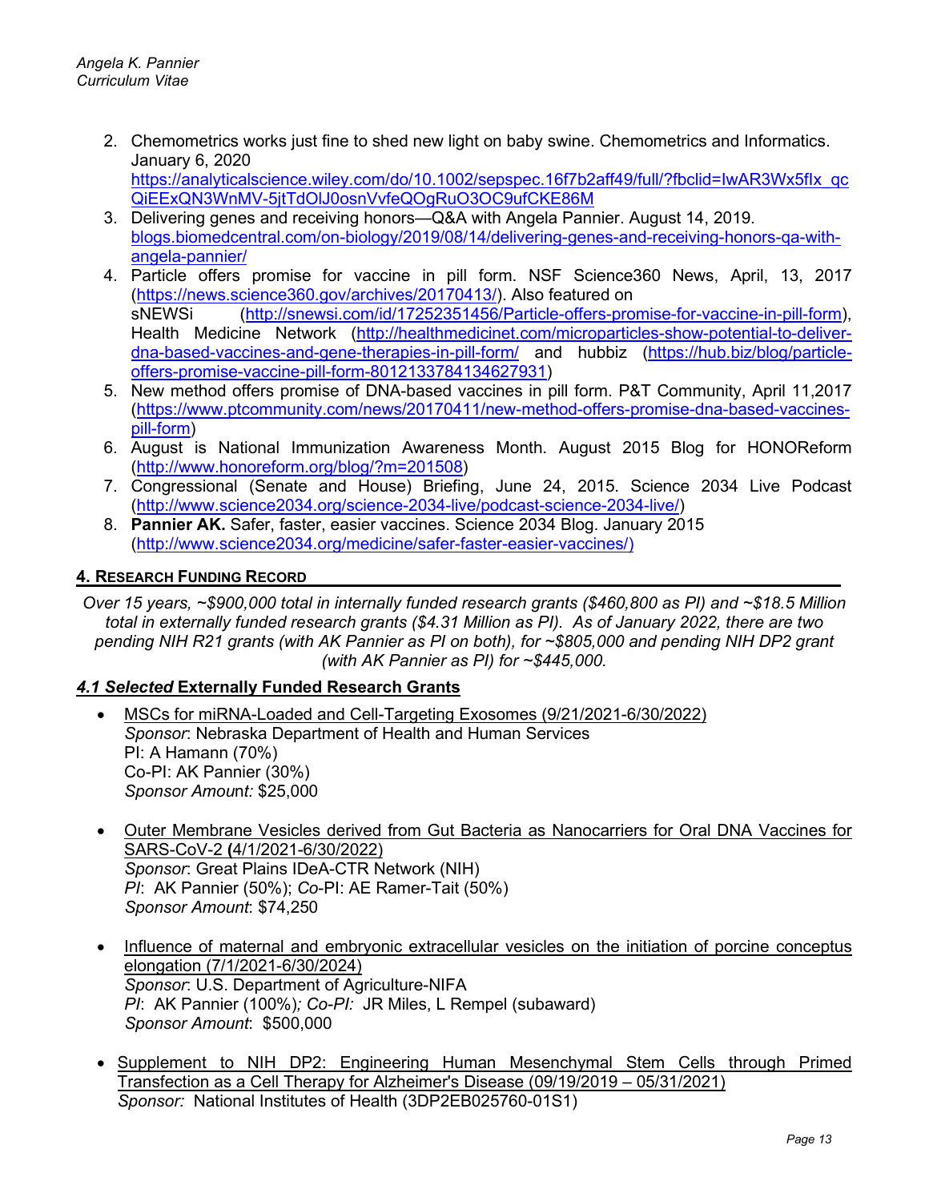2. Chemometrics works just fine to shed new light on baby swine. Chemometrics and Informatics. January 6, 2020 https://analyticalscience.wiley.com/do/10.1002/sepspec.16f7b2aff49/full/?fbclid=IwAR3Wx5fIx_qcQiEExQN3WnMV-5jtTdOlJ0osnVvfeQOgRuO3OC9ufCKE86M
3. Delivering genes and receiving honors—Q&A with Angela Pannier. August 14, 2019. blogs.biomedcentral.com/on-biology/2019/08/14/delivering-genes-and-receiving-honors-qa-with-angela-pannier/
4. Particle offers promise for vaccine in pill form. NSF Science360 News, April, 13, 2017 (https://news.science360.gov/archives/20170413/). Also featured on sNEWSi (http://snewsi.com/id/17252351456/Particle-offers-promise-for-vaccine-in-pill-form), Health Medicine Network (http://healthmedicinet.com/microparticles-show-potential-to-deliver-dna-based-vaccines-and-gene-therapies-in-pill-form/ and hubbiz (https://hub.biz/blog/particle-offers-promise-vaccine-pill-form-8012133784134627931)
5. New method offers promise of DNA-based vaccines in pill form. P&T Community, April 11,2017 (https://www.ptcommunity.com/news/20170411/new-method-offers-promise-dna-based-vaccines-pill-form)
6. August is National Immunization Awareness Month. August 2015 Blog for HONOReform (http://www.honoreform.org/blog/?m=201508)
7. Congressional (Senate and House) Briefing, June 24, 2015. Science 2034 Live Podcast (http://www.science2034.org/science-2034-live/podcast-science-2034-live/)
8. **Pannier AK.** Safer, faster, easier vaccines. Science 2034 Blog. January 2015 (http://www.science2034.org/medicine/safer-faster-easier-vaccines/)

## 4. Research Funding Record

*Over 15 years, ~$900,000 total in internally funded research grants ($460,800 as PI) and ~$18.5 Million total in externally funded research grants ($4.31 Million as PI). As of January 2022, there are two pending NIH R21 grants (with AK Pannier as PI on both), for ~$805,000 and pending NIH DP2 grant (with AK Pannier as PI) for ~$445,000.*

### *4.1 Selected* Externally Funded Research Grants

- MSCs for miRNA-Loaded and Cell-Targeting Exosomes (9/21/2021-6/30/2022)
  *Sponsor*: Nebraska Department of Health and Human Services
  PI: A Hamann (70%)
  Co-PI: AK Pannier (30%)
  *Sponsor Amount:* $25,000

- Outer Membrane Vesicles derived from Gut Bacteria as Nanocarriers for Oral DNA Vaccines for SARS-CoV-2 **(**4/1/2021-6/30/2022)
  *Sponsor*: Great Plains IDeA-CTR Network (NIH)
  *PI*: AK Pannier (50%); *Co*-PI: AE Ramer-Tait (50%)
  *Sponsor Amount*: $74,250

- Influence of maternal and embryonic extracellular vesicles on the initiation of porcine conceptus elongation (7/1/2021-6/30/2024)
  *Sponsor*: U.S. Department of Agriculture-NIFA
  *PI*: AK Pannier (100%)*; Co-PI:* JR Miles, L Rempel (subaward)
  *Sponsor Amount*: $500,000

- Supplement to NIH DP2: Engineering Human Mesenchymal Stem Cells through Primed Transfection as a Cell Therapy for Alzheimer's Disease (09/19/2019 – 05/31/2021)
  *Sponsor:* National Institutes of Health (3DP2EB025760-01S1)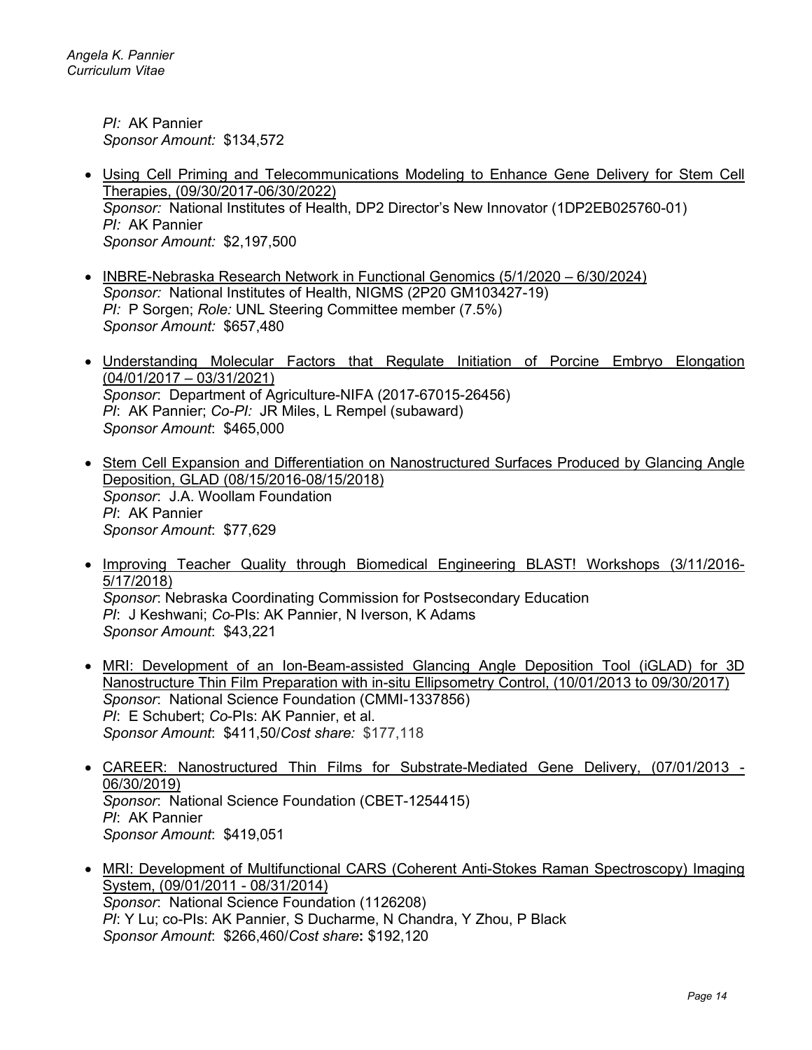*PI:* AK Pannier
*Sponsor Amount:* $134,572

- Using Cell Priming and Telecommunications Modeling to Enhance Gene Delivery for Stem Cell Therapies, (09/30/2017-06/30/2022)
  *Sponsor:* National Institutes of Health, DP2 Director's New Innovator (1DP2EB025760-01)
  *PI:* AK Pannier
  *Sponsor Amount:* $2,197,500

- INBRE-Nebraska Research Network in Functional Genomics (5/1/2020 – 6/30/2024)
  *Sponsor:* National Institutes of Health, NIGMS (2P20 GM103427-19)
  *PI:* P Sorgen; *Role:* UNL Steering Committee member (7.5%)
  *Sponsor Amount:* $657,480

- Understanding Molecular Factors that Regulate Initiation of Porcine Embryo Elongation (04/01/2017 – 03/31/2021)
  *Sponsor*: Department of Agriculture-NIFA (2017-67015-26456)
  *PI*: AK Pannier; *Co-PI:* JR Miles, L Rempel (subaward)
  *Sponsor Amount*: $465,000

- Stem Cell Expansion and Differentiation on Nanostructured Surfaces Produced by Glancing Angle Deposition, GLAD (08/15/2016-08/15/2018)
  *Sponsor*: J.A. Woollam Foundation
  *PI*: AK Pannier
  *Sponsor Amount*: $77,629

- Improving Teacher Quality through Biomedical Engineering BLAST! Workshops (3/11/2016-5/17/2018)
  *Sponsor*: Nebraska Coordinating Commission for Postsecondary Education
  *PI*: J Keshwani; *Co*-PIs: AK Pannier, N Iverson, K Adams
  *Sponsor Amount*: $43,221

- MRI: Development of an Ion-Beam-assisted Glancing Angle Deposition Tool (iGLAD) for 3D Nanostructure Thin Film Preparation with in-situ Ellipsometry Control, (10/01/2013 to 09/30/2017)
  *Sponsor*: National Science Foundation (CMMI-1337856)
  *PI*: E Schubert; *Co*-PIs: AK Pannier, et al.
  *Sponsor Amount*: $411,50/*Cost share:* $177,118

- CAREER: Nanostructured Thin Films for Substrate-Mediated Gene Delivery, (07/01/2013 - 06/30/2019)
  *Sponsor*: National Science Foundation (CBET-1254415)
  *PI*: AK Pannier
  *Sponsor Amount*: $419,051

- MRI: Development of Multifunctional CARS (Coherent Anti-Stokes Raman Spectroscopy) Imaging System, (09/01/2011 - 08/31/2014)
  *Sponsor*: National Science Foundation (1126208)
  *PI*: Y Lu; co-PIs: AK Pannier, S Ducharme, N Chandra, Y Zhou, P Black
  *Sponsor Amount*: $266,460/*Cost share*: $192,120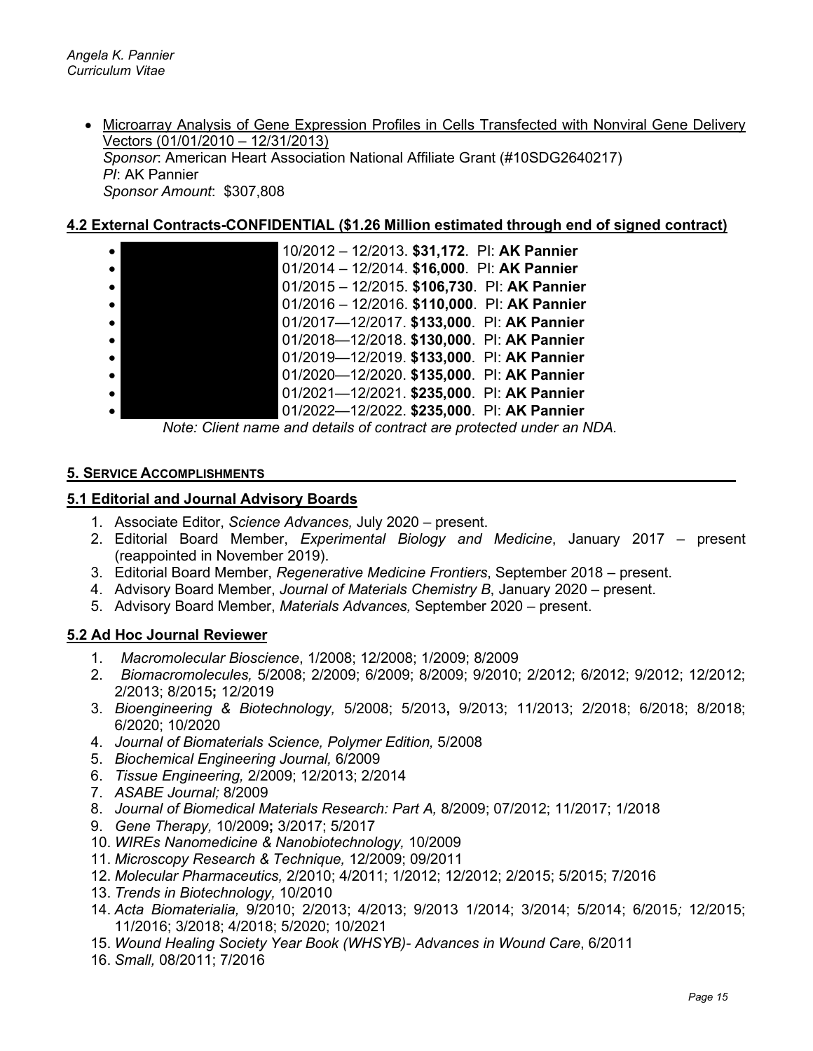- <u>Microarray Analysis of Gene Expression Profiles in Cells Transfected with Nonviral Gene Delivery Vectors (01/01/2010 – 12/31/2013)</u>
  *Sponsor*: American Heart Association National Affiliate Grant (#10SDG2640217)
  *PI*: AK Pannier
  *Sponsor Amount*: $307,808

## 4.2 External Contracts-CONFIDENTIAL ($1.26 Million estimated through end of signed contract)

- 10/2012 – 12/2013. **$31,172**. PI: **AK Pannier**
- 01/2014 – 12/2014. **$16,000**. PI: **AK Pannier**
- 01/2015 – 12/2015. **$106,730**. PI: **AK Pannier**
- 01/2016 – 12/2016. **$110,000**. PI: **AK Pannier**
- 01/2017—12/2017. **$133,000**. PI: **AK Pannier**
- 01/2018—12/2018. **$130,000**. PI: **AK Pannier**
- 01/2019—12/2019. **$133,000**. PI: **AK Pannier**
- 01/2020—12/2020. **$135,000**. PI: **AK Pannier**
- 01/2021—12/2021. **$235,000**. PI: **AK Pannier**
- 01/2022—12/2022. **$235,000**. PI: **AK Pannier**

*Note: Client name and details of contract are protected under an NDA.*

# 5. Service Accomplishments

## 5.1 Editorial and Journal Advisory Boards

1. Associate Editor, *Science Advances,* July 2020 – present.
2. Editorial Board Member, *Experimental Biology and Medicine*, January 2017 – present (reappointed in November 2019).
3. Editorial Board Member, *Regenerative Medicine Frontiers*, September 2018 – present.
4. Advisory Board Member, *Journal of Materials Chemistry B*, January 2020 – present.
5. Advisory Board Member, *Materials Advances,* September 2020 – present.

## 5.2 Ad Hoc Journal Reviewer

1. *Macromolecular Bioscience*, 1/2008; 12/2008; 1/2009; 8/2009
2. *Biomacromolecules,* 5/2008; 2/2009; 6/2009; 8/2009; 9/2010; 2/2012; 6/2012; 9/2012; 12/2012; 2/2013; 8/2015**;** 12/2019
3. *Bioengineering & Biotechnology,* 5/2008; 5/2013**,** 9/2013; 11/2013; 2/2018; 6/2018; 8/2018; 6/2020; 10/2020
4. *Journal of Biomaterials Science, Polymer Edition,* 5/2008
5. *Biochemical Engineering Journal,* 6/2009
6. *Tissue Engineering,* 2/2009; 12/2013; 2/2014
7. *ASABE Journal;* 8/2009
8. *Journal of Biomedical Materials Research: Part A,* 8/2009; 07/2012; 11/2017; 1/2018
9. *Gene Therapy,* 10/2009**;** 3/2017; 5/2017
10. *WIREs Nanomedicine & Nanobiotechnology,* 10/2009
11. *Microscopy Research & Technique,* 12/2009; 09/2011
12. *Molecular Pharmaceutics,* 2/2010; 4/2011; 1/2012; 12/2012; 2/2015; 5/2015; 7/2016
13. *Trends in Biotechnology,* 10/2010
14. *Acta Biomaterialia,* 9/2010; 2/2013; 4/2013; 9/2013 1/2014; 3/2014; 5/2014; 6/2015*;* 12/2015; 11/2016; 3/2018; 4/2018; 5/2020; 10/2021
15. *Wound Healing Society Year Book (WHSYB)- Advances in Wound Care*, 6/2011
16. *Small,* 08/2011; 7/2016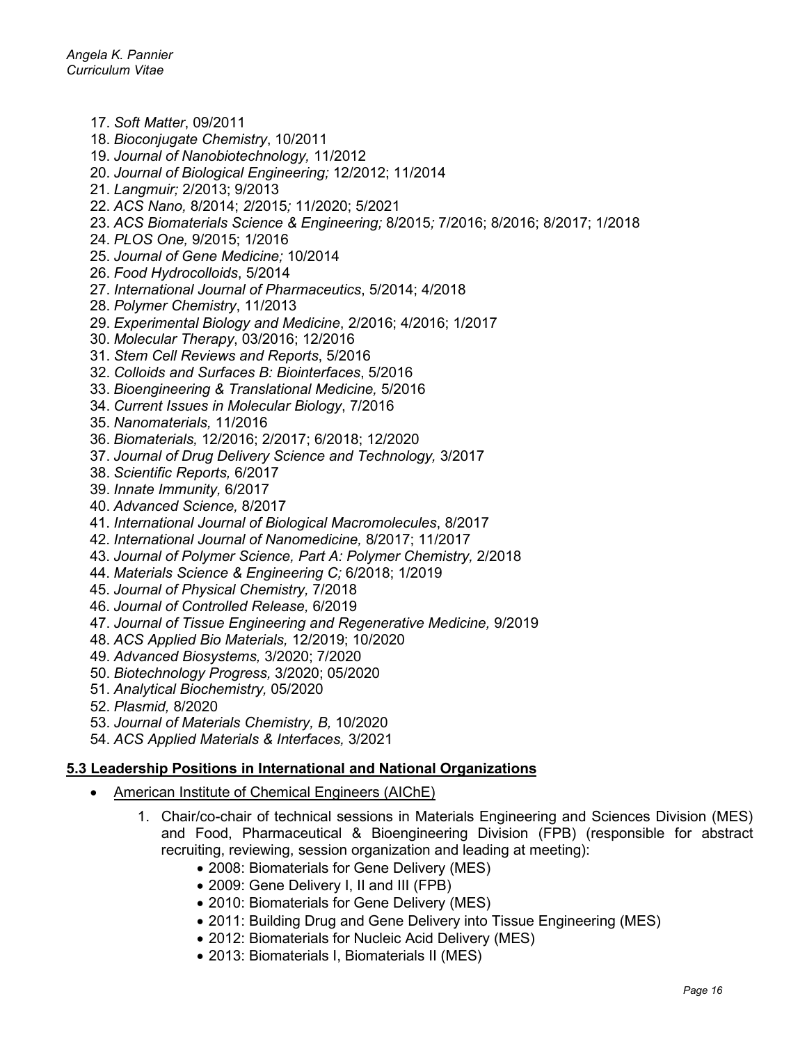17. *Soft Matter*, 09/2011
18. *Bioconjugate Chemistry*, 10/2011
19. *Journal of Nanobiotechnology,* 11/2012
20. *Journal of Biological Engineering;* 12/2012; 11/2014
21. *Langmuir;* 2/2013; 9/2013
22. *ACS Nano,* 8/2014; 2/2015*;* 11/2020; 5/2021
23. *ACS Biomaterials Science & Engineering;* 8/2015*;* 7/2016; 8/2016; 8/2017; 1/2018
24. *PLOS One,* 9/2015; 1/2016
25. *Journal of Gene Medicine;* 10/2014
26. *Food Hydrocolloids*, 5/2014
27. *International Journal of Pharmaceutics*, 5/2014; 4/2018
28. *Polymer Chemistry*, 11/2013
29. *Experimental Biology and Medicine*, 2/2016; 4/2016; 1/2017
30. *Molecular Therapy*, 03/2016; 12/2016
31. *Stem Cell Reviews and Reports*, 5/2016
32. *Colloids and Surfaces B: Biointerfaces*, 5/2016
33. *Bioengineering & Translational Medicine,* 5/2016
34. *Current Issues in Molecular Biology*, 7/2016
35. *Nanomaterials,* 11/2016
36. *Biomaterials,* 12/2016; 2/2017; 6/2018; 12/2020
37. *Journal of Drug Delivery Science and Technology,* 3/2017
38. *Scientific Reports,* 6/2017
39. *Innate Immunity,* 6/2017
40. *Advanced Science,* 8/2017
41. *International Journal of Biological Macromolecules*, 8/2017
42. *International Journal of Nanomedicine,* 8/2017; 11/2017
43. *Journal of Polymer Science, Part A: Polymer Chemistry,* 2/2018
44. *Materials Science & Engineering C;* 6/2018; 1/2019
45. *Journal of Physical Chemistry,* 7/2018
46. *Journal of Controlled Release,* 6/2019
47. *Journal of Tissue Engineering and Regenerative Medicine,* 9/2019
48. *ACS Applied Bio Materials,* 12/2019; 10/2020
49. *Advanced Biosystems,* 3/2020; 7/2020
50. *Biotechnology Progress,* 3/2020; 05/2020
51. *Analytical Biochemistry,* 05/2020
52. *Plasmid,* 8/2020
53. *Journal of Materials Chemistry, B,* 10/2020
54. *ACS Applied Materials & Interfaces,* 3/2021

## 5.3 Leadership Positions in International and National Organizations

- American Institute of Chemical Engineers (AIChE)
    1. Chair/co-chair of technical sessions in Materials Engineering and Sciences Division (MES) and Food, Pharmaceutical & Bioengineering Division (FPB) (responsible for abstract recruiting, reviewing, session organization and leading at meeting):
        - 2008: Biomaterials for Gene Delivery (MES)
        - 2009: Gene Delivery I, II and III (FPB)
        - 2010: Biomaterials for Gene Delivery (MES)
        - 2011: Building Drug and Gene Delivery into Tissue Engineering (MES)
        - 2012: Biomaterials for Nucleic Acid Delivery (MES)
        - 2013: Biomaterials I, Biomaterials II (MES)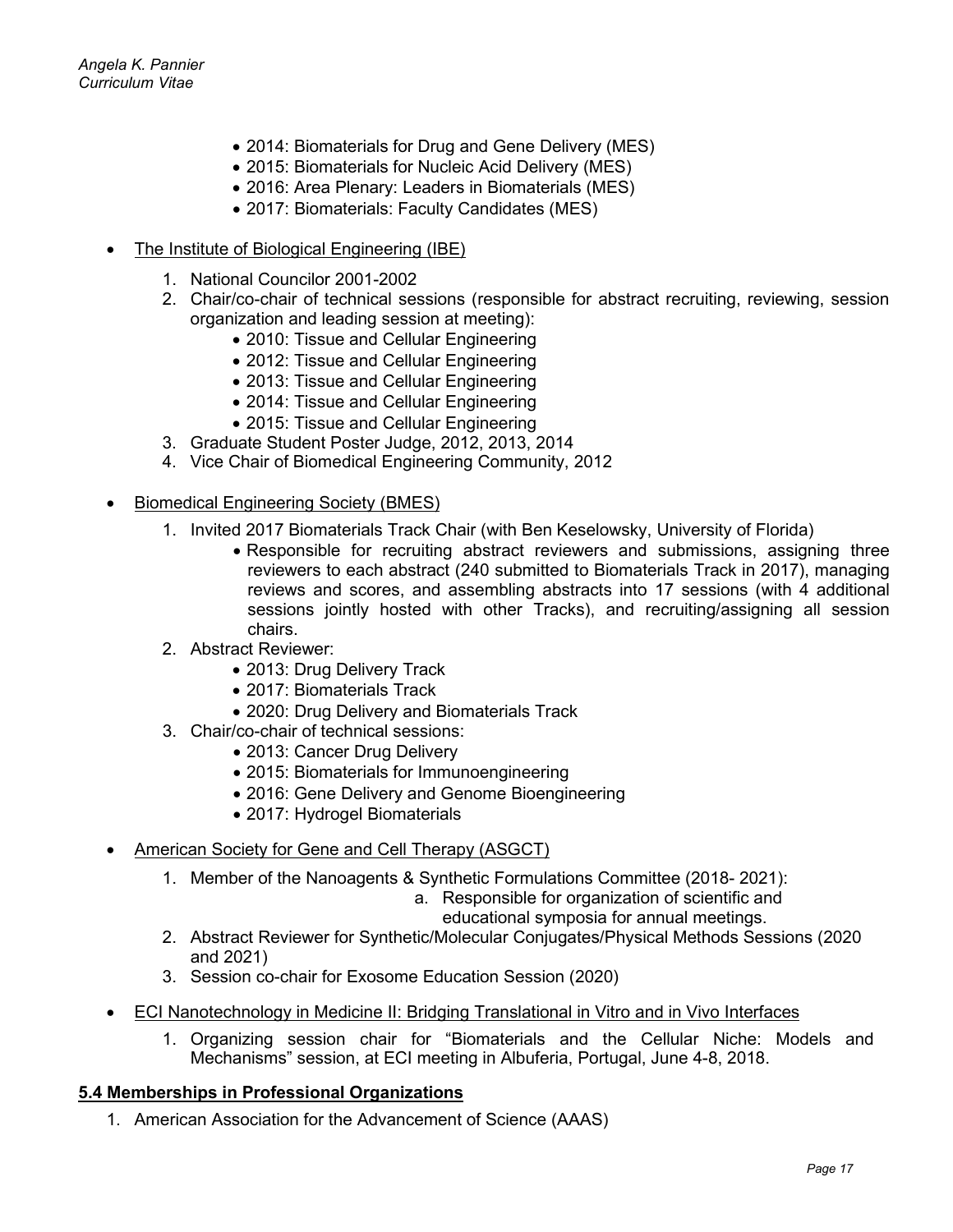- 2014: Biomaterials for Drug and Gene Delivery (MES)
- 2015: Biomaterials for Nucleic Acid Delivery (MES)
- 2016: Area Plenary: Leaders in Biomaterials (MES)
- 2017: Biomaterials: Faculty Candidates (MES)

- <u>The Institute of Biological Engineering (IBE)</u>
  1. National Councilor 2001-2002
  2. Chair/co-chair of technical sessions (responsible for abstract recruiting, reviewing, session organization and leading session at meeting):
     - 2010: Tissue and Cellular Engineering
     - 2012: Tissue and Cellular Engineering
     - 2013: Tissue and Cellular Engineering
     - 2014: Tissue and Cellular Engineering
     - 2015: Tissue and Cellular Engineering
  3. Graduate Student Poster Judge, 2012, 2013, 2014
  4. Vice Chair of Biomedical Engineering Community, 2012

- <u>Biomedical Engineering Society (BMES)</u>
  1. Invited 2017 Biomaterials Track Chair (with Ben Keselowsky, University of Florida)
     - Responsible for recruiting abstract reviewers and submissions, assigning three reviewers to each abstract (240 submitted to Biomaterials Track in 2017), managing reviews and scores, and assembling abstracts into 17 sessions (with 4 additional sessions jointly hosted with other Tracks), and recruiting/assigning all session chairs.
  2. Abstract Reviewer:
     - 2013: Drug Delivery Track
     - 2017: Biomaterials Track
     - 2020: Drug Delivery and Biomaterials Track
  3. Chair/co-chair of technical sessions:
     - 2013: Cancer Drug Delivery
     - 2015: Biomaterials for Immunoengineering
     - 2016: Gene Delivery and Genome Bioengineering
     - 2017: Hydrogel Biomaterials

- <u>American Society for Gene and Cell Therapy (ASGCT)</u>
  1. Member of the Nanoagents & Synthetic Formulations Committee (2018- 2021):
     a. Responsible for organization of scientific and educational symposia for annual meetings.
  2. Abstract Reviewer for Synthetic/Molecular Conjugates/Physical Methods Sessions (2020 and 2021)
  3. Session co-chair for Exosome Education Session (2020)

- <u>ECI Nanotechnology in Medicine II: Bridging Translational in Vitro and in Vivo Interfaces</u>
  1. Organizing session chair for "Biomaterials and the Cellular Niche: Models and Mechanisms" session, at ECI meeting in Albuferia, Portugal, June 4-8, 2018.

## <u>5.4 Memberships in Professional Organizations</u>

1. American Association for the Advancement of Science (AAAS)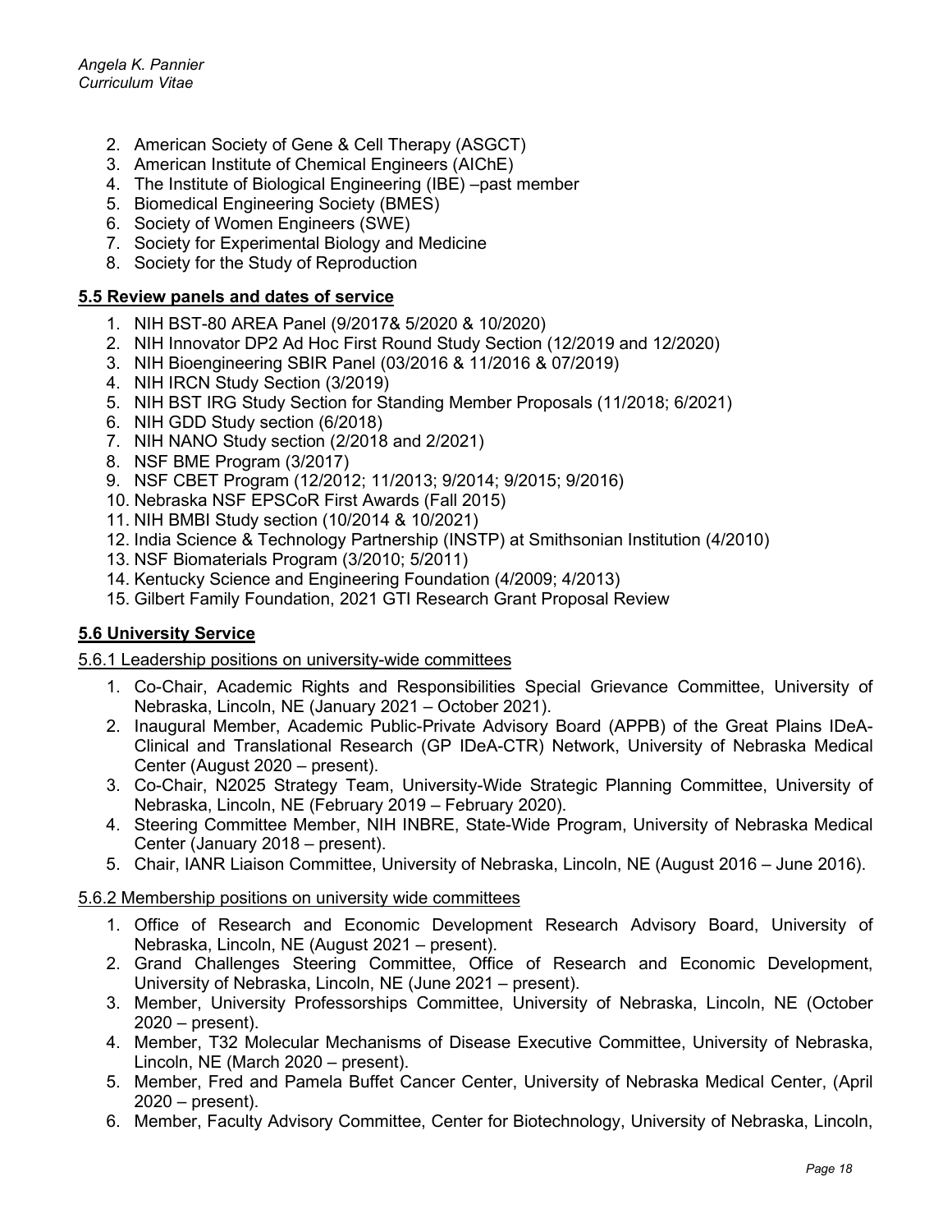2. American Society of Gene & Cell Therapy (ASGCT)
3. American Institute of Chemical Engineers (AIChE)
4. The Institute of Biological Engineering (IBE) –past member
5. Biomedical Engineering Society (BMES)
6. Society of Women Engineers (SWE)
7. Society for Experimental Biology and Medicine
8. Society for the Study of Reproduction

## 5.5 Review panels and dates of service

1. NIH BST-80 AREA Panel (9/2017& 5/2020 & 10/2020)
2. NIH Innovator DP2 Ad Hoc First Round Study Section (12/2019 and 12/2020)
3. NIH Bioengineering SBIR Panel (03/2016 & 11/2016 & 07/2019)
4. NIH IRCN Study Section (3/2019)
5. NIH BST IRG Study Section for Standing Member Proposals (11/2018; 6/2021)
6. NIH GDD Study section (6/2018)
7. NIH NANO Study section (2/2018 and 2/2021)
8. NSF BME Program (3/2017)
9. NSF CBET Program (12/2012; 11/2013; 9/2014; 9/2015; 9/2016)
10. Nebraska NSF EPSCoR First Awards (Fall 2015)
11. NIH BMBI Study section (10/2014 & 10/2021)
12. India Science & Technology Partnership (INSTP) at Smithsonian Institution (4/2010)
13. NSF Biomaterials Program (3/2010; 5/2011)
14. Kentucky Science and Engineering Foundation (4/2009; 4/2013)
15. Gilbert Family Foundation, 2021 GTI Research Grant Proposal Review

## 5.6 University Service

### 5.6.1 Leadership positions on university-wide committees

1. Co-Chair, Academic Rights and Responsibilities Special Grievance Committee, University of Nebraska, Lincoln, NE (January 2021 – October 2021).
2. Inaugural Member, Academic Public-Private Advisory Board (APPB) of the Great Plains IDeA-Clinical and Translational Research (GP IDeA-CTR) Network, University of Nebraska Medical Center (August 2020 – present).
3. Co-Chair, N2025 Strategy Team, University-Wide Strategic Planning Committee, University of Nebraska, Lincoln, NE (February 2019 – February 2020).
4. Steering Committee Member, NIH INBRE, State-Wide Program, University of Nebraska Medical Center (January 2018 – present).
5. Chair, IANR Liaison Committee, University of Nebraska, Lincoln, NE (August 2016 – June 2016).

### 5.6.2 Membership positions on university wide committees

1. Office of Research and Economic Development Research Advisory Board, University of Nebraska, Lincoln, NE (August 2021 – present).
2. Grand Challenges Steering Committee, Office of Research and Economic Development, University of Nebraska, Lincoln, NE (June 2021 – present).
3. Member, University Professorships Committee, University of Nebraska, Lincoln, NE (October 2020 – present).
4. Member, T32 Molecular Mechanisms of Disease Executive Committee, University of Nebraska, Lincoln, NE (March 2020 – present).
5. Member, Fred and Pamela Buffet Cancer Center, University of Nebraska Medical Center, (April 2020 – present).
6. Member, Faculty Advisory Committee, Center for Biotechnology, University of Nebraska, Lincoln,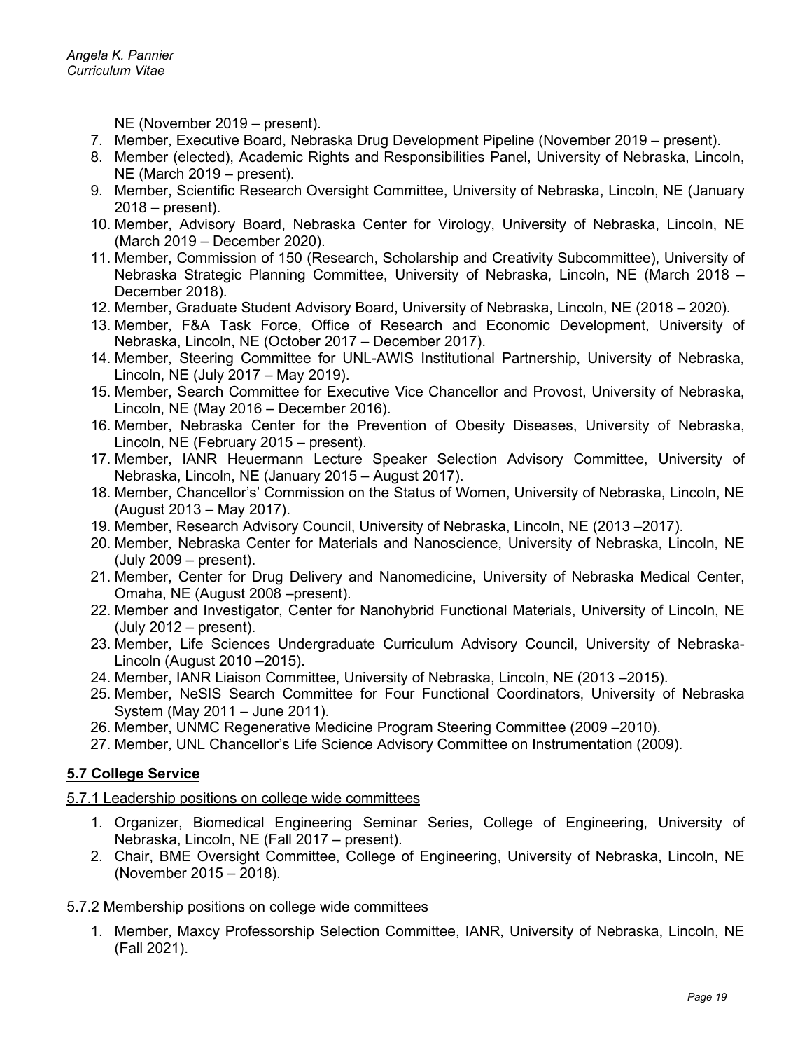NE (November 2019 – present).

7. Member, Executive Board, Nebraska Drug Development Pipeline (November 2019 – present).
8. Member (elected), Academic Rights and Responsibilities Panel, University of Nebraska, Lincoln, NE (March 2019 – present).
9. Member, Scientific Research Oversight Committee, University of Nebraska, Lincoln, NE (January 2018 – present).
10. Member, Advisory Board, Nebraska Center for Virology, University of Nebraska, Lincoln, NE (March 2019 – December 2020).
11. Member, Commission of 150 (Research, Scholarship and Creativity Subcommittee), University of Nebraska Strategic Planning Committee, University of Nebraska, Lincoln, NE (March 2018 – December 2018).
12. Member, Graduate Student Advisory Board, University of Nebraska, Lincoln, NE (2018 – 2020).
13. Member, F&A Task Force, Office of Research and Economic Development, University of Nebraska, Lincoln, NE (October 2017 – December 2017).
14. Member, Steering Committee for UNL-AWIS Institutional Partnership, University of Nebraska, Lincoln, NE (July 2017 – May 2019).
15. Member, Search Committee for Executive Vice Chancellor and Provost, University of Nebraska, Lincoln, NE (May 2016 – December 2016).
16. Member, Nebraska Center for the Prevention of Obesity Diseases, University of Nebraska, Lincoln, NE (February 2015 – present).
17. Member, IANR Heuermann Lecture Speaker Selection Advisory Committee, University of Nebraska, Lincoln, NE (January 2015 – August 2017).
18. Member, Chancellor's' Commission on the Status of Women, University of Nebraska, Lincoln, NE (August 2013 – May 2017).
19. Member, Research Advisory Council, University of Nebraska, Lincoln, NE (2013 –2017).
20. Member, Nebraska Center for Materials and Nanoscience, University of Nebraska, Lincoln, NE (July 2009 – present).
21. Member, Center for Drug Delivery and Nanomedicine, University of Nebraska Medical Center, Omaha, NE (August 2008 –present).
22. Member and Investigator, Center for Nanohybrid Functional Materials, University of Lincoln, NE (July 2012 – present).
23. Member, Life Sciences Undergraduate Curriculum Advisory Council, University of Nebraska-Lincoln (August 2010 –2015).
24. Member, IANR Liaison Committee, University of Nebraska, Lincoln, NE (2013 –2015).
25. Member, NeSIS Search Committee for Four Functional Coordinators, University of Nebraska System (May 2011 – June 2011).
26. Member, UNMC Regenerative Medicine Program Steering Committee (2009 –2010).
27. Member, UNL Chancellor's Life Science Advisory Committee on Instrumentation (2009).

## 5.7 College Service

### 5.7.1 Leadership positions on college wide committees

1. Organizer, Biomedical Engineering Seminar Series, College of Engineering, University of Nebraska, Lincoln, NE (Fall 2017 – present).
2. Chair, BME Oversight Committee, College of Engineering, University of Nebraska, Lincoln, NE (November 2015 – 2018).

### 5.7.2 Membership positions on college wide committees

1. Member, Maxcy Professorship Selection Committee, IANR, University of Nebraska, Lincoln, NE (Fall 2021).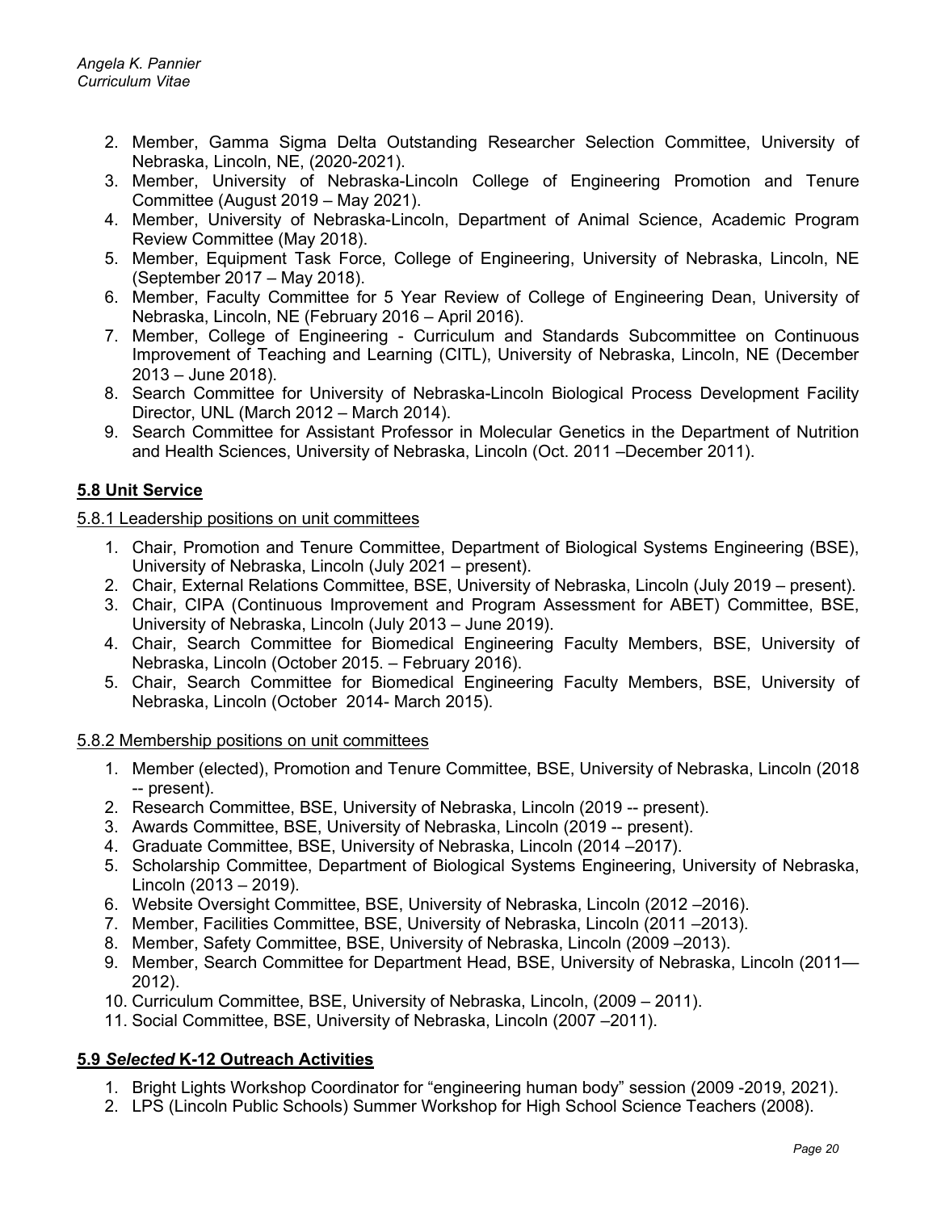2. Member, Gamma Sigma Delta Outstanding Researcher Selection Committee, University of Nebraska, Lincoln, NE, (2020-2021).
3. Member, University of Nebraska-Lincoln College of Engineering Promotion and Tenure Committee (August 2019 – May 2021).
4. Member, University of Nebraska-Lincoln, Department of Animal Science, Academic Program Review Committee (May 2018).
5. Member, Equipment Task Force, College of Engineering, University of Nebraska, Lincoln, NE (September 2017 – May 2018).
6. Member, Faculty Committee for 5 Year Review of College of Engineering Dean, University of Nebraska, Lincoln, NE (February 2016 – April 2016).
7. Member, College of Engineering - Curriculum and Standards Subcommittee on Continuous Improvement of Teaching and Learning (CITL), University of Nebraska, Lincoln, NE (December 2013 – June 2018).
8. Search Committee for University of Nebraska-Lincoln Biological Process Development Facility Director, UNL (March 2012 – March 2014).
9. Search Committee for Assistant Professor in Molecular Genetics in the Department of Nutrition and Health Sciences, University of Nebraska, Lincoln (Oct. 2011 –December 2011).

## 5.8 Unit Service

### 5.8.1 Leadership positions on unit committees

1. Chair, Promotion and Tenure Committee, Department of Biological Systems Engineering (BSE), University of Nebraska, Lincoln (July 2021 – present).
2. Chair, External Relations Committee, BSE, University of Nebraska, Lincoln (July 2019 – present).
3. Chair, CIPA (Continuous Improvement and Program Assessment for ABET) Committee, BSE, University of Nebraska, Lincoln (July 2013 – June 2019).
4. Chair, Search Committee for Biomedical Engineering Faculty Members, BSE, University of Nebraska, Lincoln (October 2015. – February 2016).
5. Chair, Search Committee for Biomedical Engineering Faculty Members, BSE, University of Nebraska, Lincoln (October 2014- March 2015).

### 5.8.2 Membership positions on unit committees

1. Member (elected), Promotion and Tenure Committee, BSE, University of Nebraska, Lincoln (2018 -- present).
2. Research Committee, BSE, University of Nebraska, Lincoln (2019 -- present).
3. Awards Committee, BSE, University of Nebraska, Lincoln (2019 -- present).
4. Graduate Committee, BSE, University of Nebraska, Lincoln (2014 –2017).
5. Scholarship Committee, Department of Biological Systems Engineering, University of Nebraska, Lincoln (2013 – 2019).
6. Website Oversight Committee, BSE, University of Nebraska, Lincoln (2012 –2016).
7. Member, Facilities Committee, BSE, University of Nebraska, Lincoln (2011 –2013).
8. Member, Safety Committee, BSE, University of Nebraska, Lincoln (2009 –2013).
9. Member, Search Committee for Department Head, BSE, University of Nebraska, Lincoln (2011—2012).
10. Curriculum Committee, BSE, University of Nebraska, Lincoln, (2009 – 2011).
11. Social Committee, BSE, University of Nebraska, Lincoln (2007 –2011).

## 5.9 *Selected* K-12 Outreach Activities

1. Bright Lights Workshop Coordinator for "engineering human body" session (2009 -2019, 2021).
2. LPS (Lincoln Public Schools) Summer Workshop for High School Science Teachers (2008).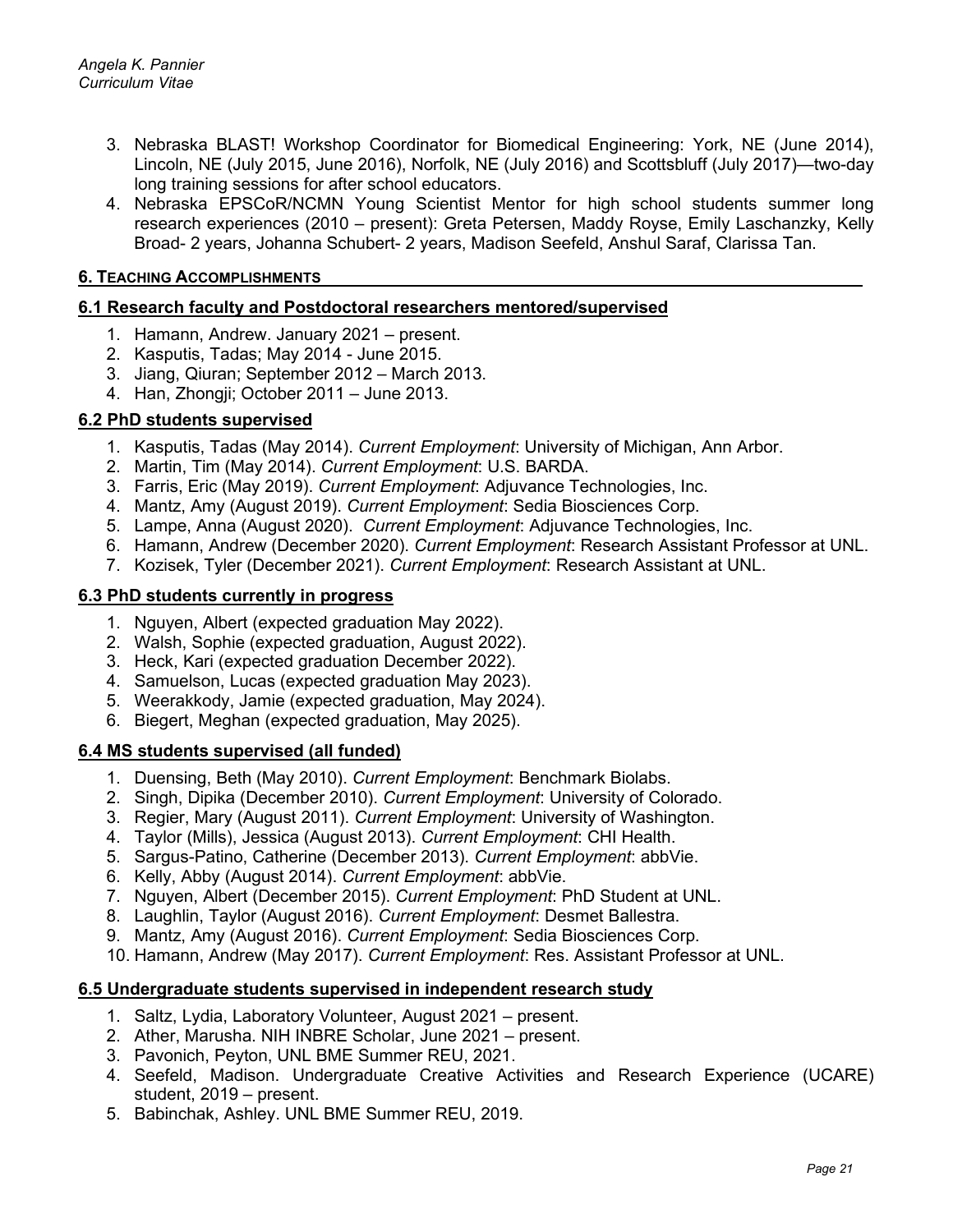3. Nebraska BLAST! Workshop Coordinator for Biomedical Engineering: York, NE (June 2014), Lincoln, NE (July 2015, June 2016), Norfolk, NE (July 2016) and Scottsbluff (July 2017)—two-day long training sessions for after school educators.
4. Nebraska EPSCoR/NCMN Young Scientist Mentor for high school students summer long research experiences (2010 – present): Greta Petersen, Maddy Royse, Emily Laschanzky, Kelly Broad- 2 years, Johanna Schubert- 2 years, Madison Seefeld, Anshul Saraf, Clarissa Tan.

## 6. Teaching Accomplishments

### 6.1 Research faculty and Postdoctoral researchers mentored/supervised

1. Hamann, Andrew. January 2021 – present.
2. Kasputis, Tadas; May 2014 - June 2015.
3. Jiang, Qiuran; September 2012 – March 2013.
4. Han, Zhongji; October 2011 – June 2013.

### 6.2 PhD students supervised

1. Kasputis, Tadas (May 2014). *Current Employment*: University of Michigan, Ann Arbor.
2. Martin, Tim (May 2014). *Current Employment*: U.S. BARDA.
3. Farris, Eric (May 2019). *Current Employment*: Adjuvance Technologies, Inc.
4. Mantz, Amy (August 2019). *Current Employment*: Sedia Biosciences Corp.
5. Lampe, Anna (August 2020). *Current Employment*: Adjuvance Technologies, Inc.
6. Hamann, Andrew (December 2020). *Current Employment*: Research Assistant Professor at UNL.
7. Kozisek, Tyler (December 2021). *Current Employment*: Research Assistant at UNL.

### 6.3 PhD students currently in progress

1. Nguyen, Albert (expected graduation May 2022).
2. Walsh, Sophie (expected graduation, August 2022).
3. Heck, Kari (expected graduation December 2022).
4. Samuelson, Lucas (expected graduation May 2023).
5. Weerakkody, Jamie (expected graduation, May 2024).
6. Biegert, Meghan (expected graduation, May 2025).

### 6.4 MS students supervised (all funded)

1. Duensing, Beth (May 2010). *Current Employment*: Benchmark Biolabs.
2. Singh, Dipika (December 2010). *Current Employment*: University of Colorado.
3. Regier, Mary (August 2011). *Current Employment*: University of Washington.
4. Taylor (Mills), Jessica (August 2013). *Current Employment*: CHI Health.
5. Sargus-Patino, Catherine (December 2013). *Current Employment*: abbVie.
6. Kelly, Abby (August 2014). *Current Employment*: abbVie.
7. Nguyen, Albert (December 2015). *Current Employment*: PhD Student at UNL.
8. Laughlin, Taylor (August 2016). *Current Employment*: Desmet Ballestra.
9. Mantz, Amy (August 2016). *Current Employment*: Sedia Biosciences Corp.
10. Hamann, Andrew (May 2017). *Current Employment*: Res. Assistant Professor at UNL.

### 6.5 Undergraduate students supervised in independent research study

1. Saltz, Lydia, Laboratory Volunteer, August 2021 – present.
2. Ather, Marusha. NIH INBRE Scholar, June 2021 – present.
3. Pavonich, Peyton, UNL BME Summer REU, 2021.
4. Seefeld, Madison. Undergraduate Creative Activities and Research Experience (UCARE) student, 2019 – present.
5. Babinchak, Ashley. UNL BME Summer REU, 2019.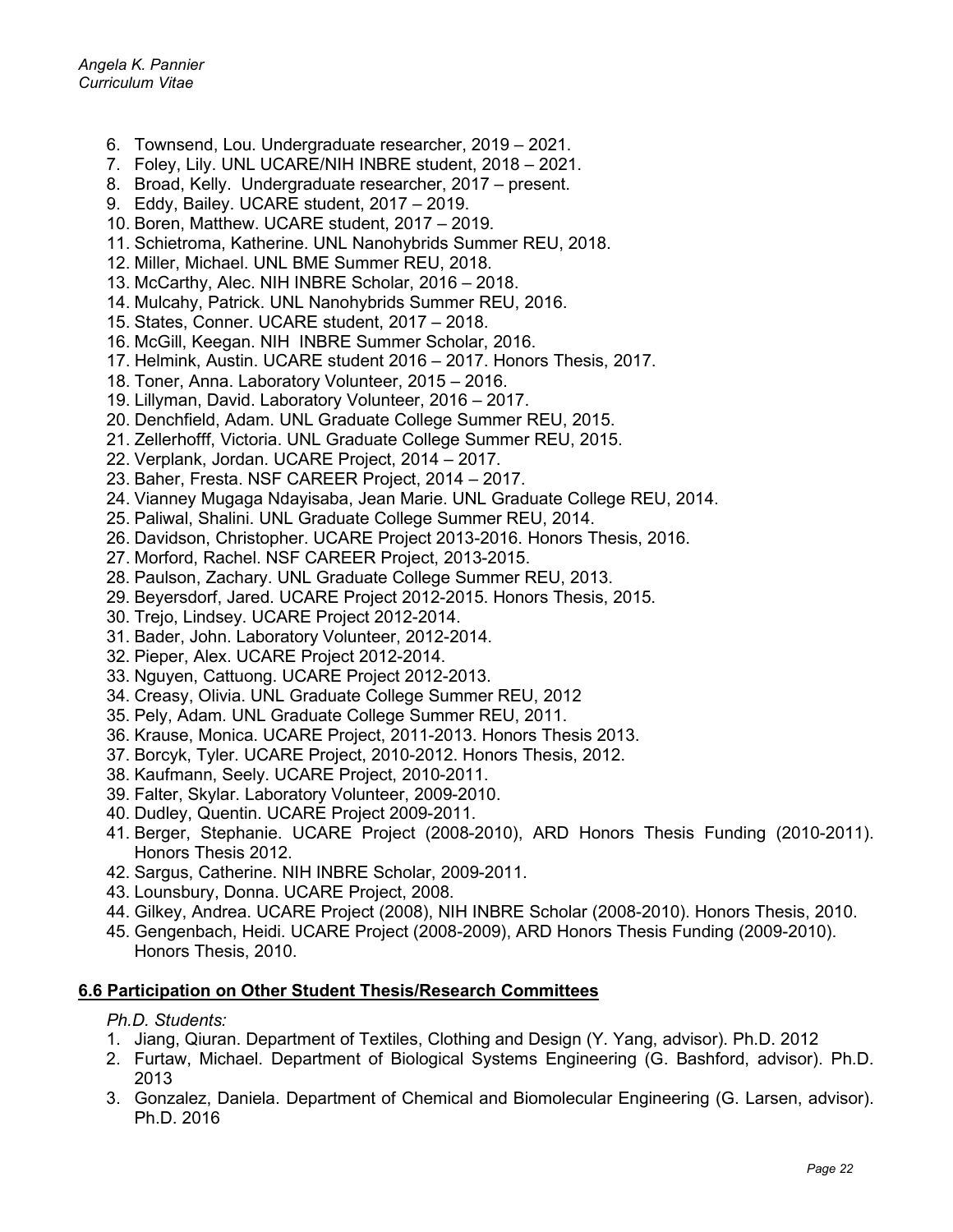6. Townsend, Lou. Undergraduate researcher, 2019 – 2021.
7. Foley, Lily. UNL UCARE/NIH INBRE student, 2018 – 2021.
8. Broad, Kelly. Undergraduate researcher, 2017 – present.
9. Eddy, Bailey. UCARE student, 2017 – 2019.
10. Boren, Matthew. UCARE student, 2017 – 2019.
11. Schietroma, Katherine. UNL Nanohybrids Summer REU, 2018.
12. Miller, Michael. UNL BME Summer REU, 2018.
13. McCarthy, Alec. NIH INBRE Scholar, 2016 – 2018.
14. Mulcahy, Patrick. UNL Nanohybrids Summer REU, 2016.
15. States, Conner. UCARE student, 2017 – 2018.
16. McGill, Keegan. NIH INBRE Summer Scholar, 2016.
17. Helmink, Austin. UCARE student 2016 – 2017. Honors Thesis, 2017.
18. Toner, Anna. Laboratory Volunteer, 2015 – 2016.
19. Lillyman, David. Laboratory Volunteer, 2016 – 2017.
20. Denchfield, Adam. UNL Graduate College Summer REU, 2015.
21. Zellerhofff, Victoria. UNL Graduate College Summer REU, 2015.
22. Verplank, Jordan. UCARE Project, 2014 – 2017.
23. Baher, Fresta. NSF CAREER Project, 2014 – 2017.
24. Vianney Mugaga Ndayisaba, Jean Marie. UNL Graduate College REU, 2014.
25. Paliwal, Shalini. UNL Graduate College Summer REU, 2014.
26. Davidson, Christopher. UCARE Project 2013-2016. Honors Thesis, 2016.
27. Morford, Rachel. NSF CAREER Project, 2013-2015.
28. Paulson, Zachary. UNL Graduate College Summer REU, 2013.
29. Beyersdorf, Jared. UCARE Project 2012-2015. Honors Thesis, 2015.
30. Trejo, Lindsey. UCARE Project 2012-2014.
31. Bader, John. Laboratory Volunteer, 2012-2014.
32. Pieper, Alex. UCARE Project 2012-2014.
33. Nguyen, Cattuong. UCARE Project 2012-2013.
34. Creasy, Olivia. UNL Graduate College Summer REU, 2012
35. Pely, Adam. UNL Graduate College Summer REU, 2011.
36. Krause, Monica. UCARE Project, 2011-2013. Honors Thesis 2013.
37. Borcyk, Tyler. UCARE Project, 2010-2012. Honors Thesis, 2012.
38. Kaufmann, Seely. UCARE Project, 2010-2011.
39. Falter, Skylar. Laboratory Volunteer, 2009-2010.
40. Dudley, Quentin. UCARE Project 2009-2011.
41. Berger, Stephanie. UCARE Project (2008-2010), ARD Honors Thesis Funding (2010-2011). Honors Thesis 2012.
42. Sargus, Catherine. NIH INBRE Scholar, 2009-2011.
43. Lounsbury, Donna. UCARE Project, 2008.
44. Gilkey, Andrea. UCARE Project (2008), NIH INBRE Scholar (2008-2010). Honors Thesis, 2010.
45. Gengenbach, Heidi. UCARE Project (2008-2009), ARD Honors Thesis Funding (2009-2010). Honors Thesis, 2010.

## 6.6 Participation on Other Student Thesis/Research Committees

*Ph.D. Students:*

1. Jiang, Qiuran. Department of Textiles, Clothing and Design (Y. Yang, advisor). Ph.D. 2012
2. Furtaw, Michael. Department of Biological Systems Engineering (G. Bashford, advisor). Ph.D. 2013
3. Gonzalez, Daniela. Department of Chemical and Biomolecular Engineering (G. Larsen, advisor). Ph.D. 2016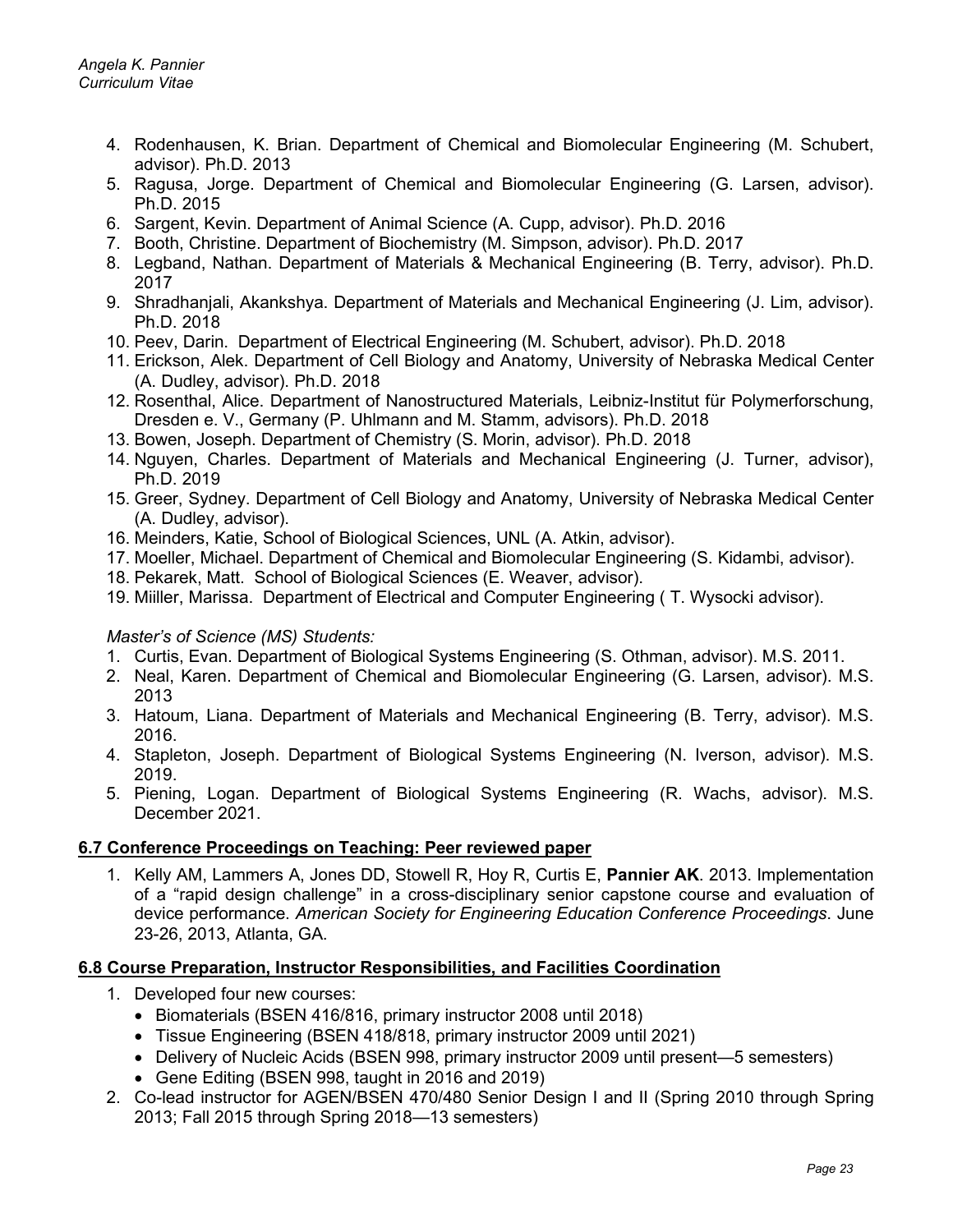4. Rodenhausen, K. Brian. Department of Chemical and Biomolecular Engineering (M. Schubert, advisor). Ph.D. 2013
5. Ragusa, Jorge. Department of Chemical and Biomolecular Engineering (G. Larsen, advisor). Ph.D. 2015
6. Sargent, Kevin. Department of Animal Science (A. Cupp, advisor). Ph.D. 2016
7. Booth, Christine. Department of Biochemistry (M. Simpson, advisor). Ph.D. 2017
8. Legband, Nathan. Department of Materials & Mechanical Engineering (B. Terry, advisor). Ph.D. 2017
9. Shradhanjali, Akankshya. Department of Materials and Mechanical Engineering (J. Lim, advisor). Ph.D. 2018
10. Peev, Darin. Department of Electrical Engineering (M. Schubert, advisor). Ph.D. 2018
11. Erickson, Alek. Department of Cell Biology and Anatomy, University of Nebraska Medical Center (A. Dudley, advisor). Ph.D. 2018
12. Rosenthal, Alice. Department of Nanostructured Materials, Leibniz-Institut für Polymerforschung, Dresden e. V., Germany (P. Uhlmann and M. Stamm, advisors). Ph.D. 2018
13. Bowen, Joseph. Department of Chemistry (S. Morin, advisor). Ph.D. 2018
14. Nguyen, Charles. Department of Materials and Mechanical Engineering (J. Turner, advisor), Ph.D. 2019
15. Greer, Sydney. Department of Cell Biology and Anatomy, University of Nebraska Medical Center (A. Dudley, advisor).
16. Meinders, Katie, School of Biological Sciences, UNL (A. Atkin, advisor).
17. Moeller, Michael. Department of Chemical and Biomolecular Engineering (S. Kidambi, advisor).
18. Pekarek, Matt. School of Biological Sciences (E. Weaver, advisor).
19. Miiller, Marissa. Department of Electrical and Computer Engineering ( T. Wysocki advisor).

*Master's of Science (MS) Students:*

1. Curtis, Evan. Department of Biological Systems Engineering (S. Othman, advisor). M.S. 2011.
2. Neal, Karen. Department of Chemical and Biomolecular Engineering (G. Larsen, advisor). M.S. 2013
3. Hatoum, Liana. Department of Materials and Mechanical Engineering (B. Terry, advisor). M.S. 2016.
4. Stapleton, Joseph. Department of Biological Systems Engineering (N. Iverson, advisor). M.S. 2019.
5. Piening, Logan. Department of Biological Systems Engineering (R. Wachs, advisor). M.S. December 2021.

## 6.7 Conference Proceedings on Teaching: Peer reviewed paper

1. Kelly AM, Lammers A, Jones DD, Stowell R, Hoy R, Curtis E, **Pannier AK**. 2013. Implementation of a "rapid design challenge" in a cross-disciplinary senior capstone course and evaluation of device performance. *American Society for Engineering Education Conference Proceedings*. June 23-26, 2013, Atlanta, GA.

## 6.8 Course Preparation, Instructor Responsibilities, and Facilities Coordination

1. Developed four new courses:
   - Biomaterials (BSEN 416/816, primary instructor 2008 until 2018)
   - Tissue Engineering (BSEN 418/818, primary instructor 2009 until 2021)
   - Delivery of Nucleic Acids (BSEN 998, primary instructor 2009 until present—5 semesters)
   - Gene Editing (BSEN 998, taught in 2016 and 2019)
2. Co-lead instructor for AGEN/BSEN 470/480 Senior Design I and II (Spring 2010 through Spring 2013; Fall 2015 through Spring 2018—13 semesters)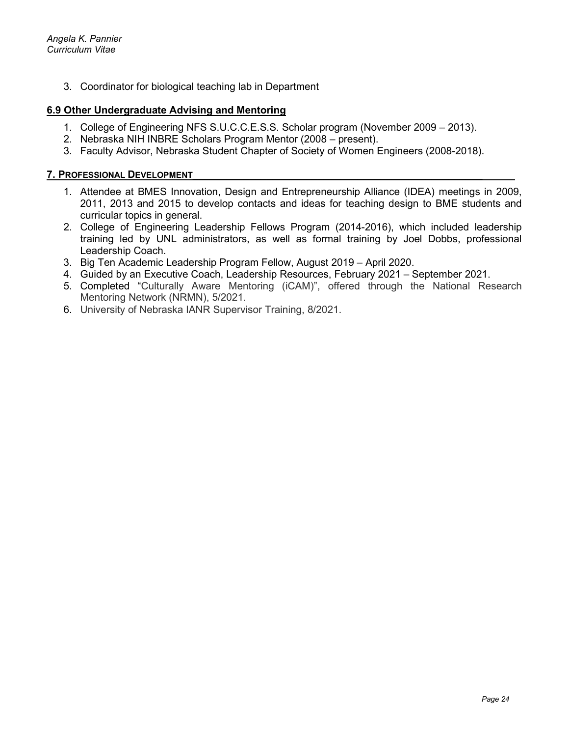3. Coordinator for biological teaching lab in Department

## 6.9 Other Undergraduate Advising and Mentoring

1. College of Engineering NFS S.U.C.C.E.S.S. Scholar program (November 2009 – 2013).
2. Nebraska NIH INBRE Scholars Program Mentor (2008 – present).
3. Faculty Advisor, Nebraska Student Chapter of Society of Women Engineers (2008-2018).

## 7. Professional Development

1. Attendee at BMES Innovation, Design and Entrepreneurship Alliance (IDEA) meetings in 2009, 2011, 2013 and 2015 to develop contacts and ideas for teaching design to BME students and curricular topics in general.
2. College of Engineering Leadership Fellows Program (2014-2016), which included leadership training led by UNL administrators, as well as formal training by Joel Dobbs, professional Leadership Coach.
3. Big Ten Academic Leadership Program Fellow, August 2019 – April 2020.
4. Guided by an Executive Coach, Leadership Resources, February 2021 – September 2021.
5. Completed "Culturally Aware Mentoring (iCAM)", offered through the National Research Mentoring Network (NRMN), 5/2021.
6. University of Nebraska IANR Supervisor Training, 8/2021.